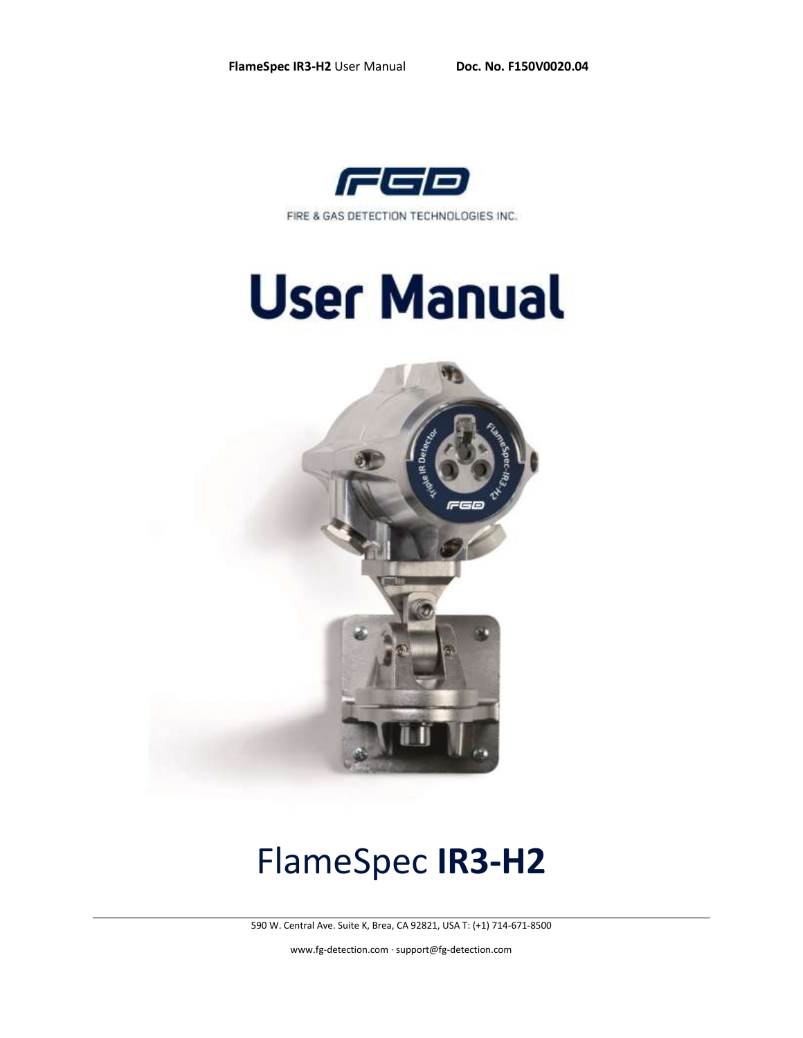FIRE & GAS DETECTION TECHNOLOGIES INC.

# User Manual

# FlameSpec **IR3-H2**

590 W. Central Ave. Suite K, Brea, CA 92821, USA T: (+1) 714-671-8500

www.fg-detection.com · support@fg-detection.com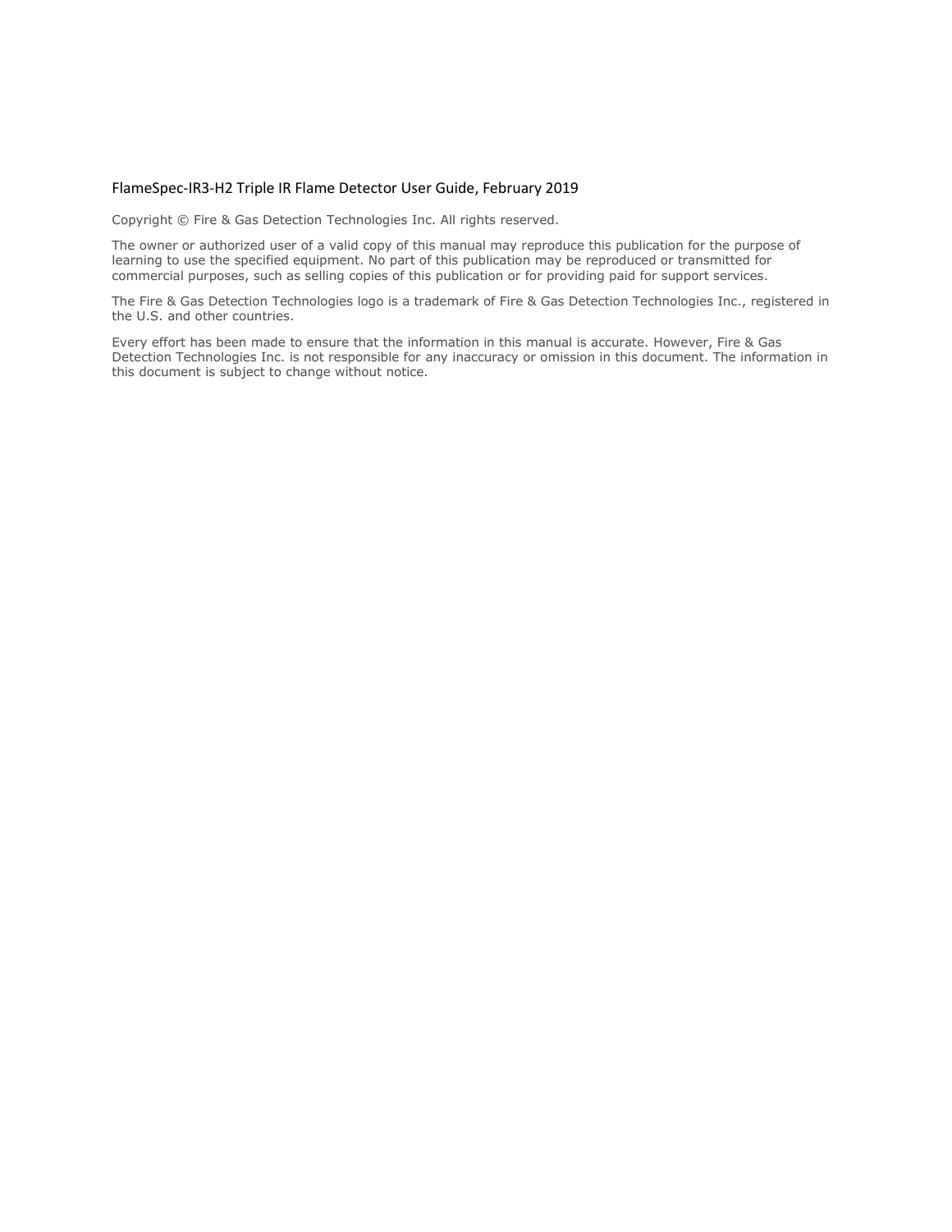FlameSpec-IR3-H2 Triple IR Flame Detector User Guide, February 2019

Copyright © Fire & Gas Detection Technologies Inc. All rights reserved.

The owner or authorized user of a valid copy of this manual may reproduce this publication for the purpose of learning to use the specified equipment. No part of this publication may be reproduced or transmitted for commercial purposes, such as selling copies of this publication or for providing paid for support services.

The Fire & Gas Detection Technologies logo is a trademark of Fire & Gas Detection Technologies Inc., registered in the U.S. and other countries.

Every effort has been made to ensure that the information in this manual is accurate. However, Fire & Gas Detection Technologies Inc. is not responsible for any inaccuracy or omission in this document. The information in this document is subject to change without notice.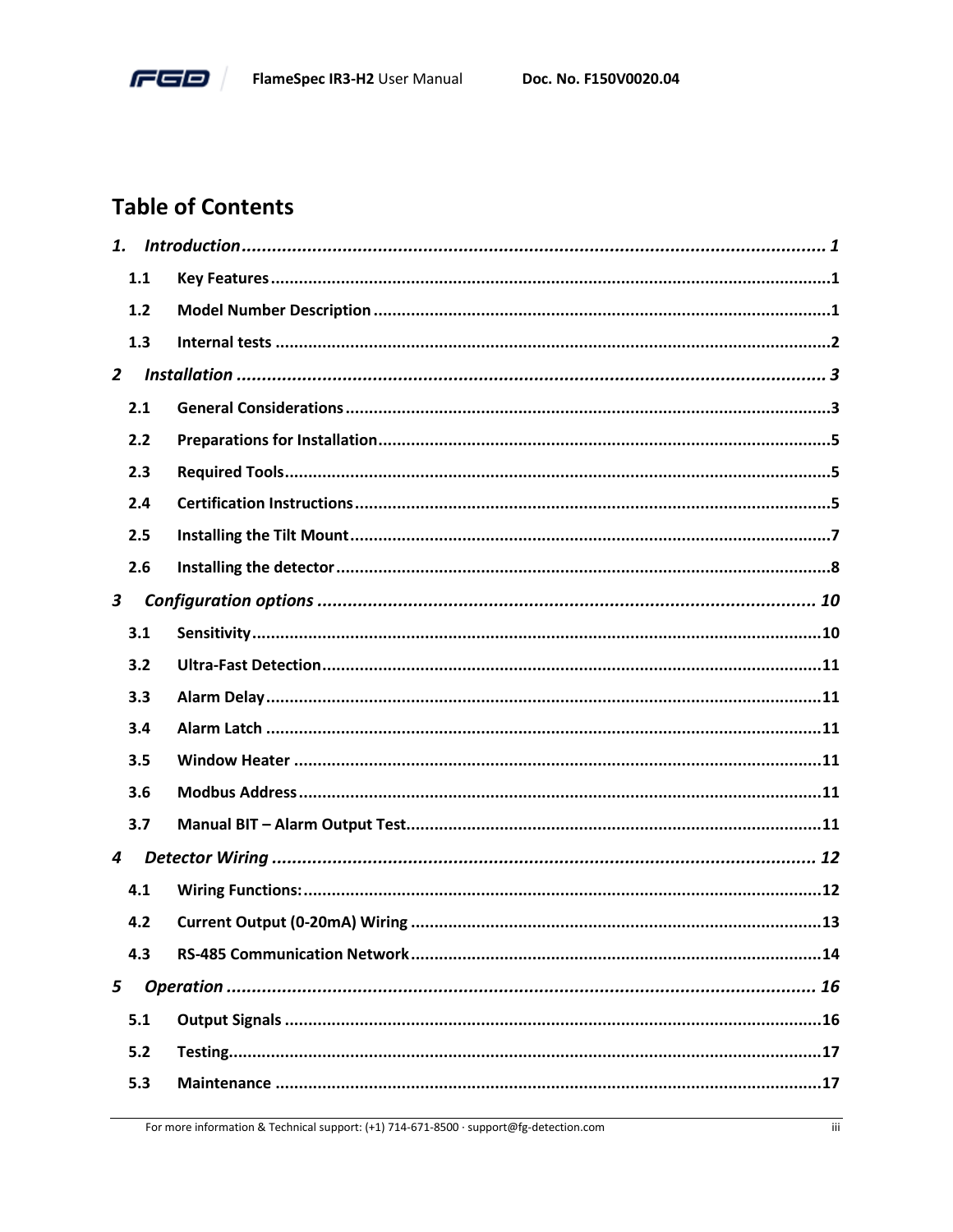# Table of Contents

*1. Introduction* ........ *1*

- 1.1 Key Features ........ 1
- 1.2 Model Number Description ........ 1
- 1.3 Internal tests ........ 2

*2 Installation* ........ *3*

- 2.1 General Considerations ........ 3
- 2.2 Preparations for Installation ........ 5
- 2.3 Required Tools ........ 5
- 2.4 Certification Instructions ........ 5
- 2.5 Installing the Tilt Mount ........ 7
- 2.6 Installing the detector ........ 8

*3 Configuration options* ........ *10*

- 3.1 Sensitivity ........ 10
- 3.2 Ultra-Fast Detection ........ 11
- 3.3 Alarm Delay ........ 11
- 3.4 Alarm Latch ........ 11
- 3.5 Window Heater ........ 11
- 3.6 Modbus Address ........ 11
- 3.7 Manual BIT – Alarm Output Test ........ 11

*4 Detector Wiring* ........ *12*

- 4.1 Wiring Functions: ........ 12
- 4.2 Current Output (0-20mA) Wiring ........ 13
- 4.3 RS-485 Communication Network ........ 14

*5 Operation* ........ *16*

- 5.1 Output Signals ........ 16
- 5.2 Testing ........ 17
- 5.3 Maintenance ........ 17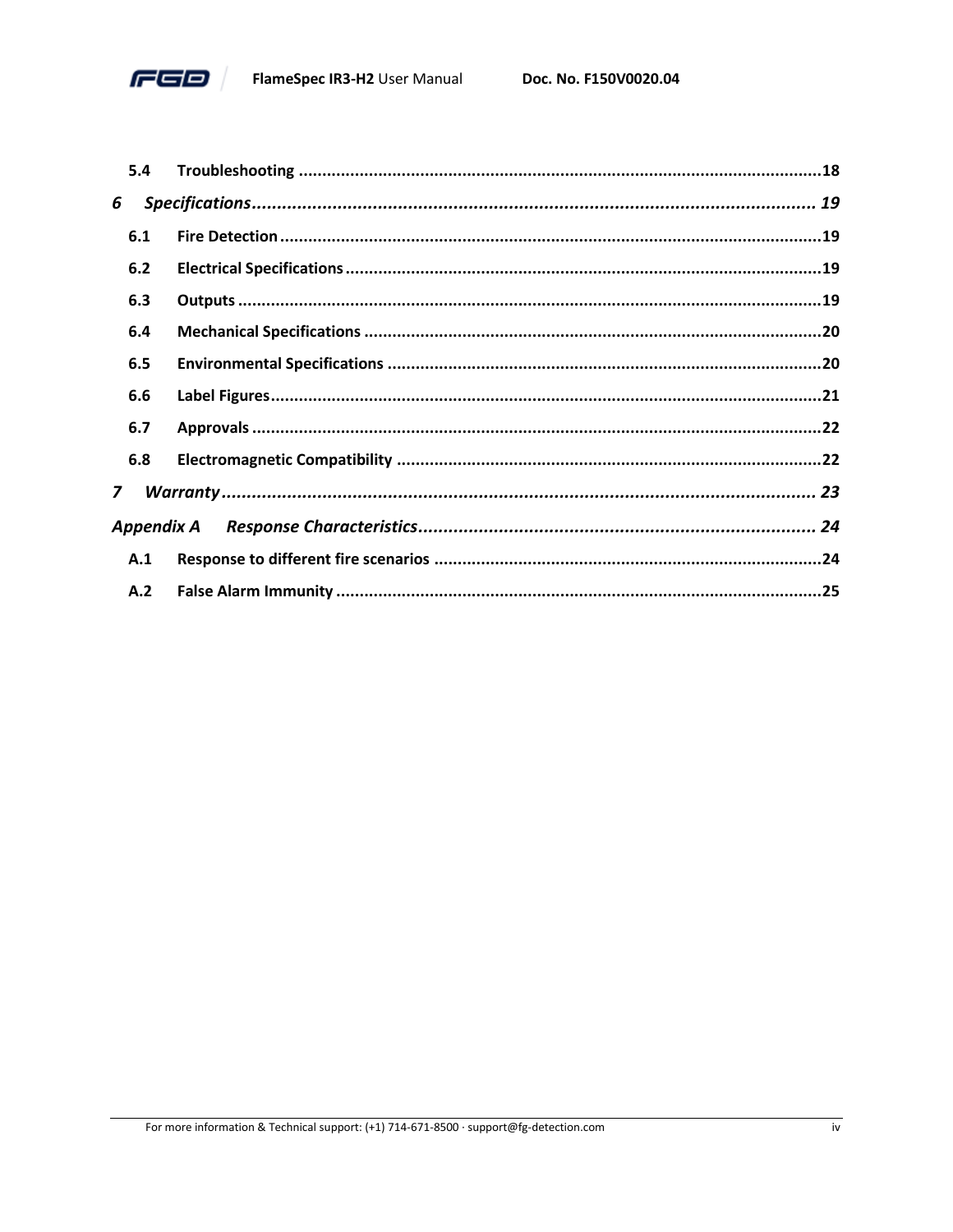5.4 **Troubleshooting** ....................................................................................................18

*6 Specifications* ....................................................................................................... *19*

6.1 **Fire Detection** ....................................................................................................19

6.2 **Electrical Specifications** ....................................................................................19

6.3 **Outputs** ...............................................................................................................19

6.4 **Mechanical Specifications** ................................................................................20

6.5 **Environmental Specifications** ..........................................................................20

6.6 **Label Figures** .....................................................................................................21

6.7 **Approvals** ..........................................................................................................22

6.8 **Electromagnetic Compatibility** .........................................................................22

*7 Warranty* ................................................................................................................ *23*

*Appendix A Response Characteristics* ...................................................................... *24*

A.1 **Response to different fire scenarios** ...............................................................24

A.2 **False Alarm Immunity** .......................................................................................25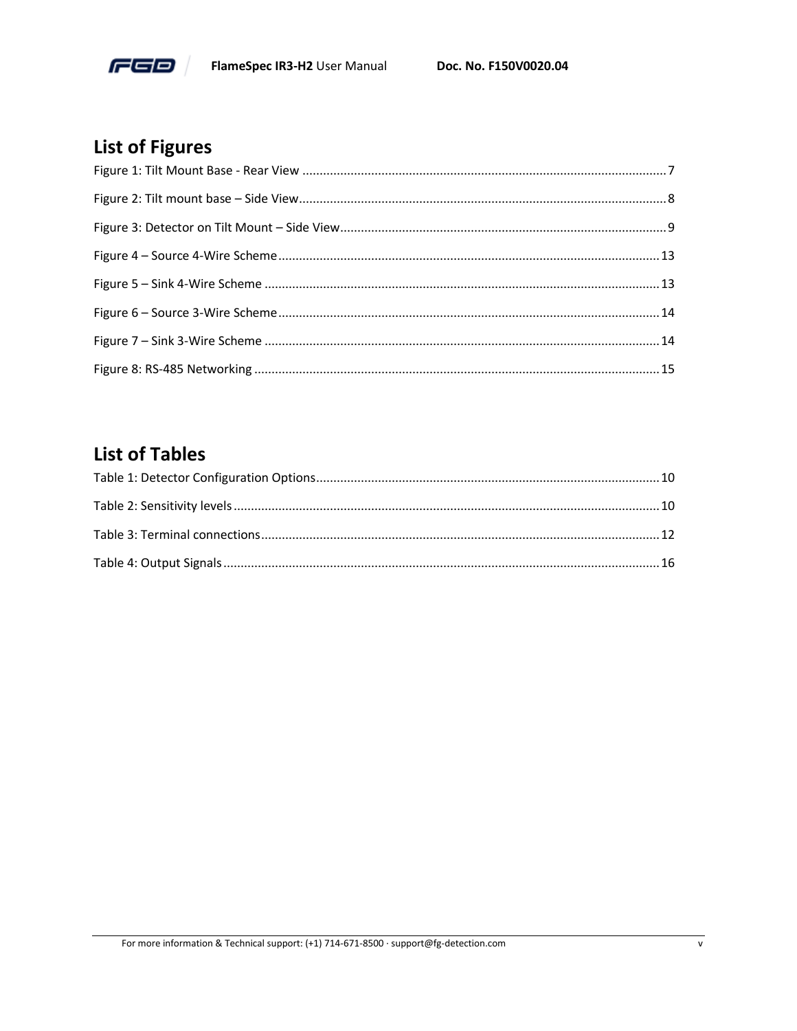## List of Figures

Figure 1: Tilt Mount Base - Rear View ........................................................................................................ 7

Figure 2: Tilt mount base – Side View ......................................................................................................... 8

Figure 3: Detector on Tilt Mount – Side View ............................................................................................. 9

Figure 4 – Source 4-Wire Scheme ............................................................................................................. 13

Figure 5 – Sink 4-Wire Scheme ................................................................................................................. 13

Figure 6 – Source 3-Wire Scheme ............................................................................................................. 14

Figure 7 – Sink 3-Wire Scheme ................................................................................................................. 14

Figure 8: RS-485 Networking .................................................................................................................... 15

## List of Tables

Table 1: Detector Configuration Options ................................................................................................... 10

Table 2: Sensitivity levels .......................................................................................................................... 10

Table 3: Terminal connections ................................................................................................................... 12

Table 4: Output Signals ............................................................................................................................. 16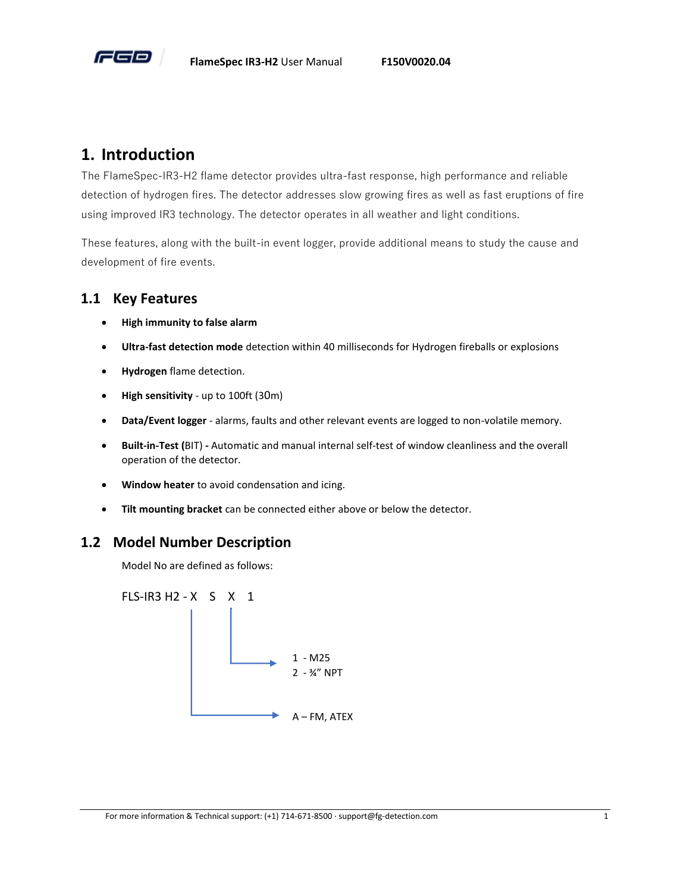# 1. Introduction

The FlameSpec-IR3-H2 flame detector provides ultra-fast response, high performance and reliable detection of hydrogen fires. The detector addresses slow growing fires as well as fast eruptions of fire using improved IR3 technology. The detector operates in all weather and light conditions.

These features, along with the built-in event logger, provide additional means to study the cause and development of fire events.

## 1.1 Key Features

- **High immunity to false alarm**
- **Ultra-fast detection mode** detection within 40 milliseconds for Hydrogen fireballs or explosions
- **Hydrogen** flame detection.
- **High sensitivity** - up to 100ft (30m)
- **Data/Event logger** - alarms, faults and other relevant events are logged to non-volatile memory.
- **Built-in-Test (**BIT) **-** Automatic and manual internal self-test of window cleanliness and the overall operation of the detector.
- **Window heater** to avoid condensation and icing.
- **Tilt mounting bracket** can be connected either above or below the detector.

## 1.2 Model Number Description

Model No are defined as follows:

FLS-IR3 H2 - X S X 1

- X (third digit after the dash):
  - 1 - M25
  - 2 - ¾" NPT
- X (first digit after the dash):
  - A – FM, ATEX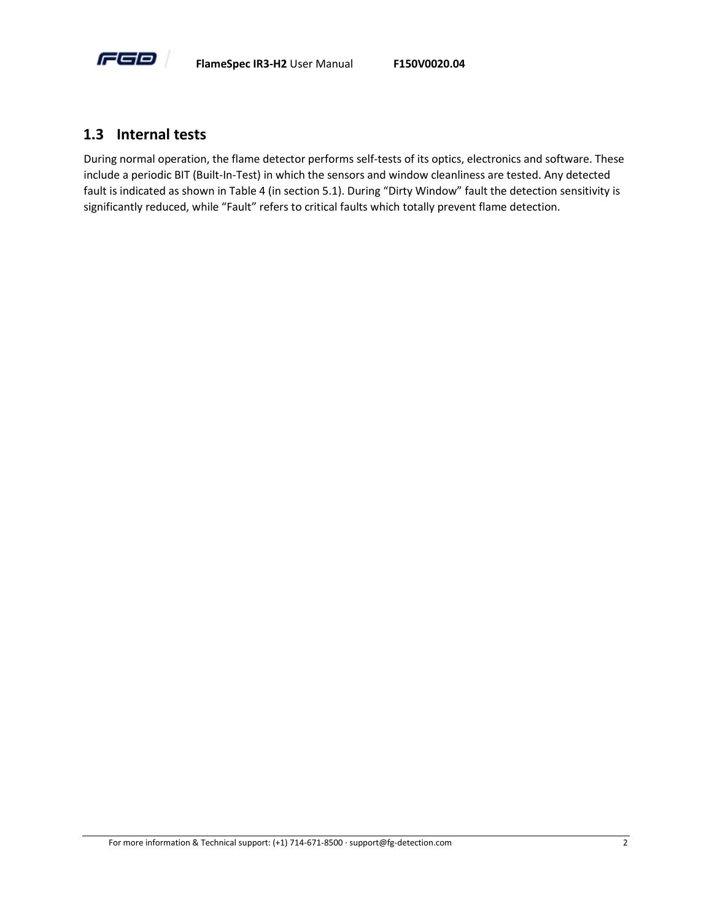## 1.3 Internal tests

During normal operation, the flame detector performs self-tests of its optics, electronics and software. These include a periodic BIT (Built-In-Test) in which the sensors and window cleanliness are tested. Any detected fault is indicated as shown in Table 4 (in section 5.1). During “Dirty Window” fault the detection sensitivity is significantly reduced, while “Fault” refers to critical faults which totally prevent flame detection.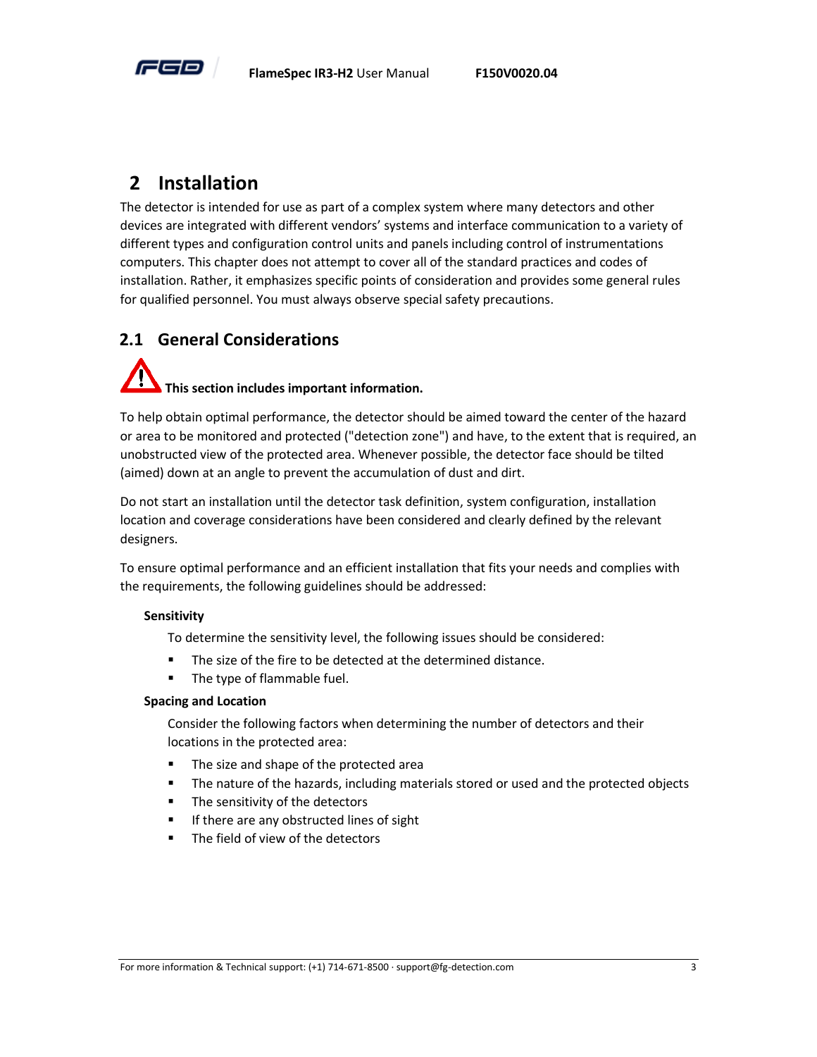# 2 Installation

The detector is intended for use as part of a complex system where many detectors and other devices are integrated with different vendors' systems and interface communication to a variety of different types and configuration control units and panels including control of instrumentations computers. This chapter does not attempt to cover all of the standard practices and codes of installation. Rather, it emphasizes specific points of consideration and provides some general rules for qualified personnel. You must always observe special safety precautions.

## 2.1 General Considerations

**This section includes important information.**

To help obtain optimal performance, the detector should be aimed toward the center of the hazard or area to be monitored and protected ("detection zone") and have, to the extent that is required, an unobstructed view of the protected area. Whenever possible, the detector face should be tilted (aimed) down at an angle to prevent the accumulation of dust and dirt.

Do not start an installation until the detector task definition, system configuration, installation location and coverage considerations have been considered and clearly defined by the relevant designers.

To ensure optimal performance and an efficient installation that fits your needs and complies with the requirements, the following guidelines should be addressed:

**Sensitivity**

To determine the sensitivity level, the following issues should be considered:

- The size of the fire to be detected at the determined distance.
- The type of flammable fuel.

**Spacing and Location**

Consider the following factors when determining the number of detectors and their locations in the protected area:

- The size and shape of the protected area
- The nature of the hazards, including materials stored or used and the protected objects
- The sensitivity of the detectors
- If there are any obstructed lines of sight
- The field of view of the detectors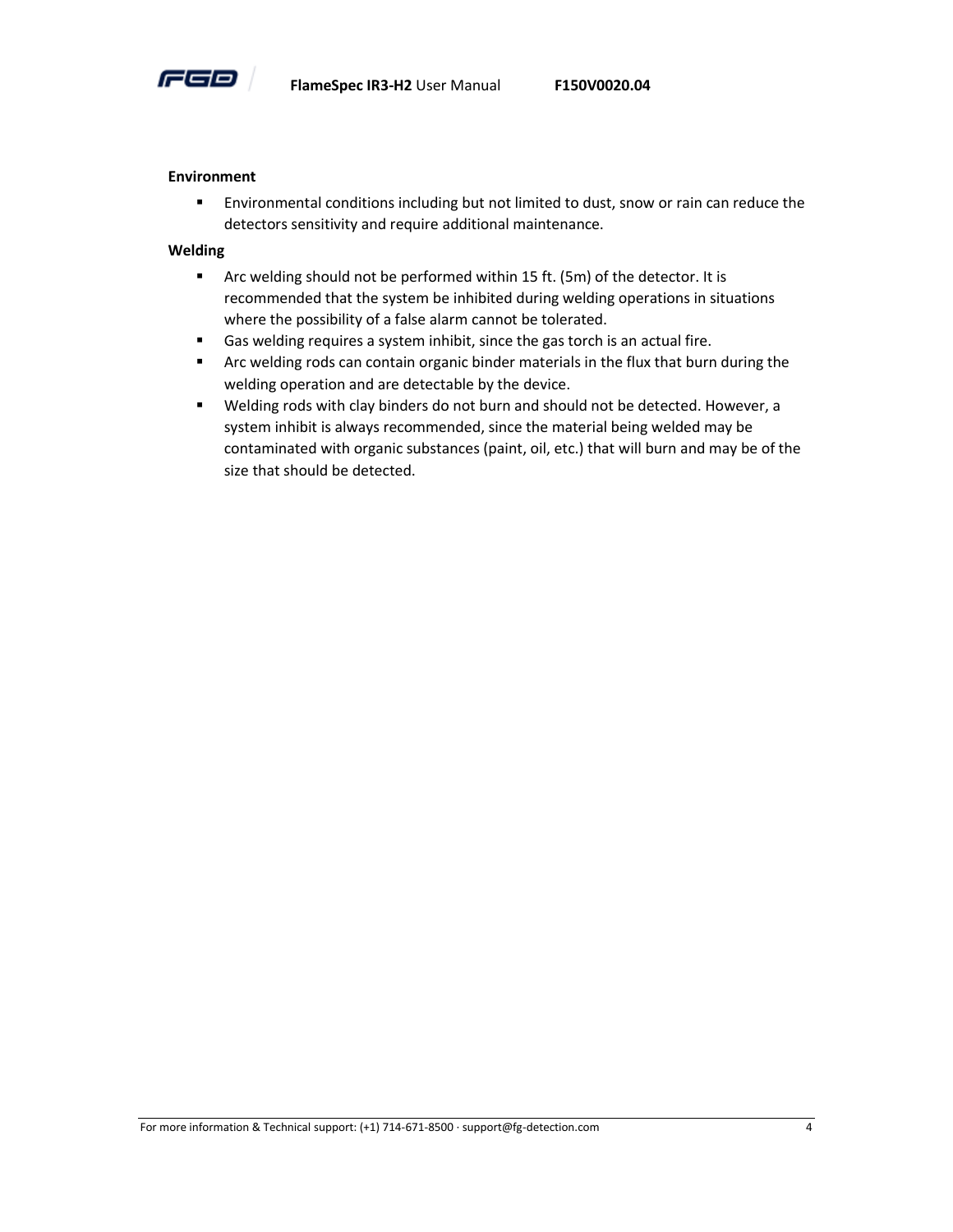**Environment**

- Environmental conditions including but not limited to dust, snow or rain can reduce the detectors sensitivity and require additional maintenance.

**Welding**

- Arc welding should not be performed within 15 ft. (5m) of the detector. It is recommended that the system be inhibited during welding operations in situations where the possibility of a false alarm cannot be tolerated.
- Gas welding requires a system inhibit, since the gas torch is an actual fire.
- Arc welding rods can contain organic binder materials in the flux that burn during the welding operation and are detectable by the device.
- Welding rods with clay binders do not burn and should not be detected. However, a system inhibit is always recommended, since the material being welded may be contaminated with organic substances (paint, oil, etc.) that will burn and may be of the size that should be detected.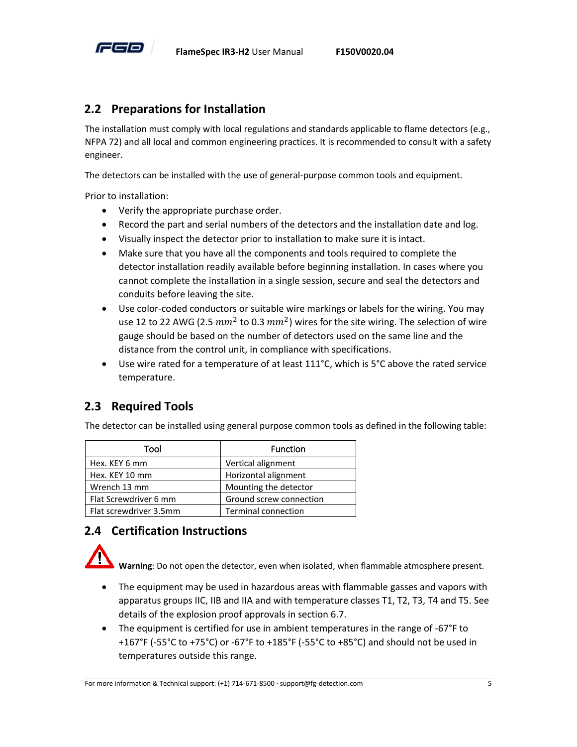## 2.2 Preparations for Installation

The installation must comply with local regulations and standards applicable to flame detectors (e.g., NFPA 72) and all local and common engineering practices. It is recommended to consult with a safety engineer.

The detectors can be installed with the use of general-purpose common tools and equipment.

Prior to installation:

- Verify the appropriate purchase order.
- Record the part and serial numbers of the detectors and the installation date and log.
- Visually inspect the detector prior to installation to make sure it is intact.
- Make sure that you have all the components and tools required to complete the detector installation readily available before beginning installation. In cases where you cannot complete the installation in a single session, secure and seal the detectors and conduits before leaving the site.
- Use color-coded conductors or suitable wire markings or labels for the wiring. You may use 12 to 22 AWG (2.5 $mm^2$ to 0.3 $mm^2$) wires for the site wiring. The selection of wire gauge should be based on the number of detectors used on the same line and the distance from the control unit, in compliance with specifications.
- Use wire rated for a temperature of at least 111°C, which is 5°C above the rated service temperature.

## 2.3 Required Tools

The detector can be installed using general purpose common tools as defined in the following table:

| Tool | Function |
|---|---|
| Hex. KEY 6 mm | Vertical alignment |
| Hex. KEY 10 mm | Horizontal alignment |
| Wrench 13 mm | Mounting the detector |
| Flat Screwdriver 6 mm | Ground screw connection |
| Flat screwdriver 3.5mm | Terminal connection |

## 2.4 Certification Instructions

**Warning**: Do not open the detector, even when isolated, when flammable atmosphere present.

- The equipment may be used in hazardous areas with flammable gasses and vapors with apparatus groups IIC, IIB and IIA and with temperature classes T1, T2, T3, T4 and T5. See details of the explosion proof approvals in section 6.7.
- The equipment is certified for use in ambient temperatures in the range of -67°F to +167°F (-55°C to +75°C) or -67°F to +185°F (-55°C to +85°C) and should not be used in temperatures outside this range.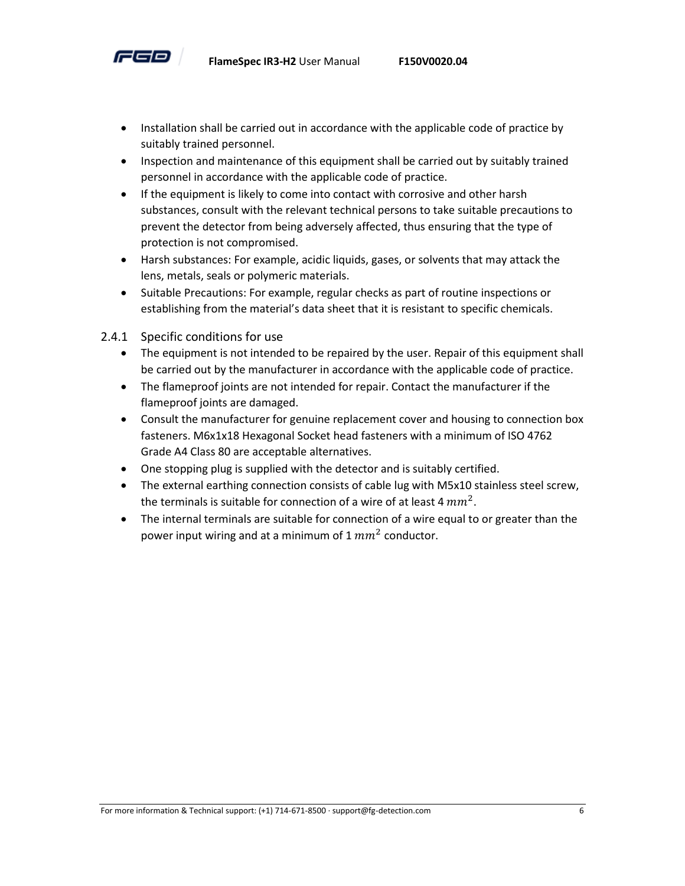- Installation shall be carried out in accordance with the applicable code of practice by suitably trained personnel.
- Inspection and maintenance of this equipment shall be carried out by suitably trained personnel in accordance with the applicable code of practice.
- If the equipment is likely to come into contact with corrosive and other harsh substances, consult with the relevant technical persons to take suitable precautions to prevent the detector from being adversely affected, thus ensuring that the type of protection is not compromised.
- Harsh substances: For example, acidic liquids, gases, or solvents that may attack the lens, metals, seals or polymeric materials.
- Suitable Precautions: For example, regular checks as part of routine inspections or establishing from the material's data sheet that it is resistant to specific chemicals.

### 2.4.1 Specific conditions for use

- The equipment is not intended to be repaired by the user. Repair of this equipment shall be carried out by the manufacturer in accordance with the applicable code of practice.
- The flameproof joints are not intended for repair. Contact the manufacturer if the flameproof joints are damaged.
- Consult the manufacturer for genuine replacement cover and housing to connection box fasteners. M6x1x18 Hexagonal Socket head fasteners with a minimum of ISO 4762 Grade A4 Class 80 are acceptable alternatives.
- One stopping plug is supplied with the detector and is suitably certified.
- The external earthing connection consists of cable lug with M5x10 stainless steel screw, the terminals is suitable for connection of a wire of at least 4 $mm^2$.
- The internal terminals are suitable for connection of a wire equal to or greater than the power input wiring and at a minimum of 1 $mm^2$ conductor.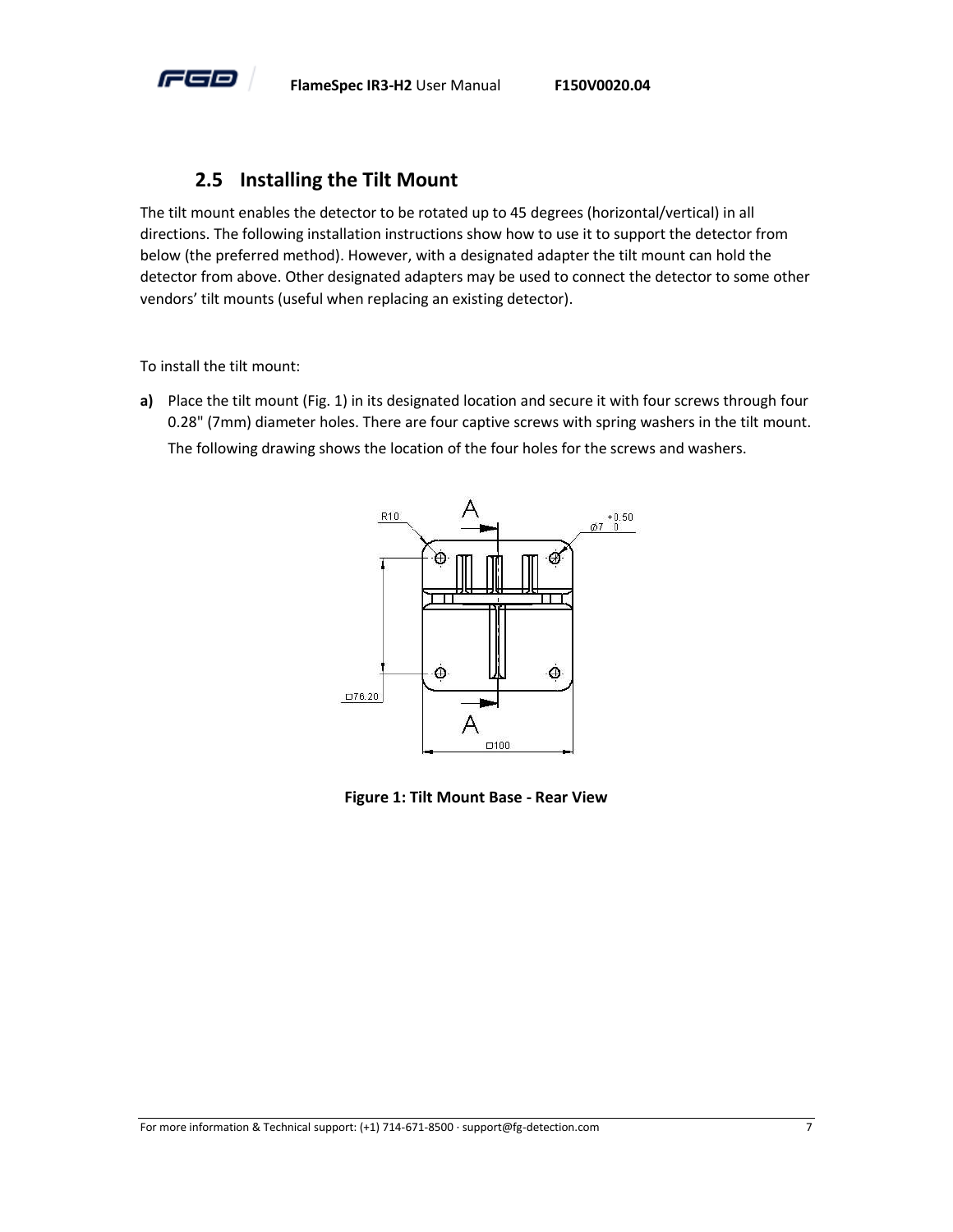## 2.5 Installing the Tilt Mount

The tilt mount enables the detector to be rotated up to 45 degrees (horizontal/vertical) in all directions. The following installation instructions show how to use it to support the detector from below (the preferred method). However, with a designated adapter the tilt mount can hold the detector from above. Other designated adapters may be used to connect the detector to some other vendors' tilt mounts (useful when replacing an existing detector).

To install the tilt mount:

**a)** Place the tilt mount (Fig. 1) in its designated location and secure it with four screws through four 0.28" (7mm) diameter holes. There are four captive screws with spring washers in the tilt mount.

The following drawing shows the location of the four holes for the screws and washers.

**Figure 1: Tilt Mount Base - Rear View**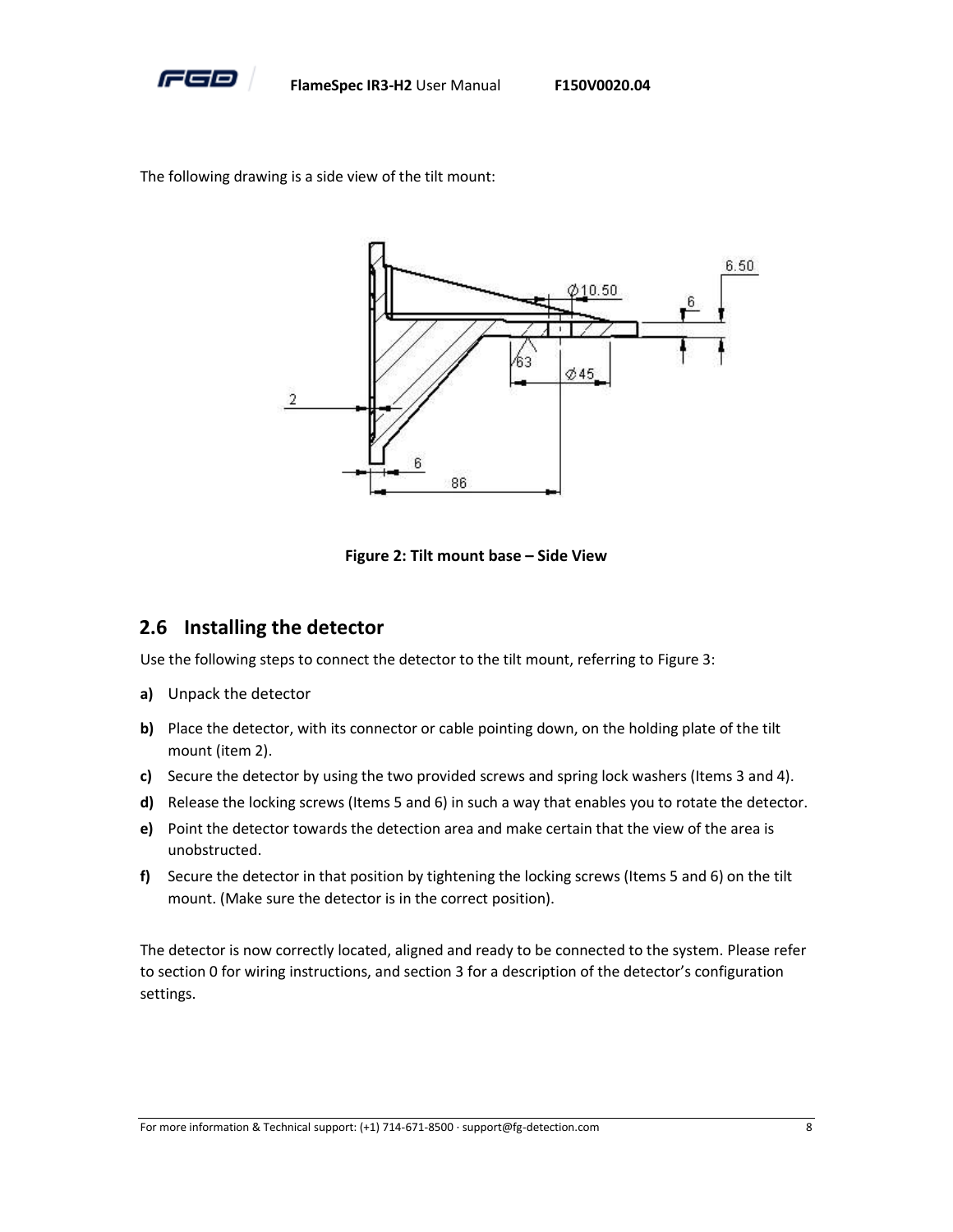The following drawing is a side view of the tilt mount:

**Figure 2: Tilt mount base – Side View**

## 2.6 Installing the detector

Use the following steps to connect the detector to the tilt mount, referring to Figure 3:

**a)** Unpack the detector

**b)** Place the detector, with its connector or cable pointing down, on the holding plate of the tilt mount (item 2).

**c)** Secure the detector by using the two provided screws and spring lock washers (Items 3 and 4).

**d)** Release the locking screws (Items 5 and 6) in such a way that enables you to rotate the detector.

**e)** Point the detector towards the detection area and make certain that the view of the area is unobstructed.

**f)** Secure the detector in that position by tightening the locking screws (Items 5 and 6) on the tilt mount. (Make sure the detector is in the correct position).

The detector is now correctly located, aligned and ready to be connected to the system. Please refer to section 0 for wiring instructions, and section 3 for a description of the detector's configuration settings.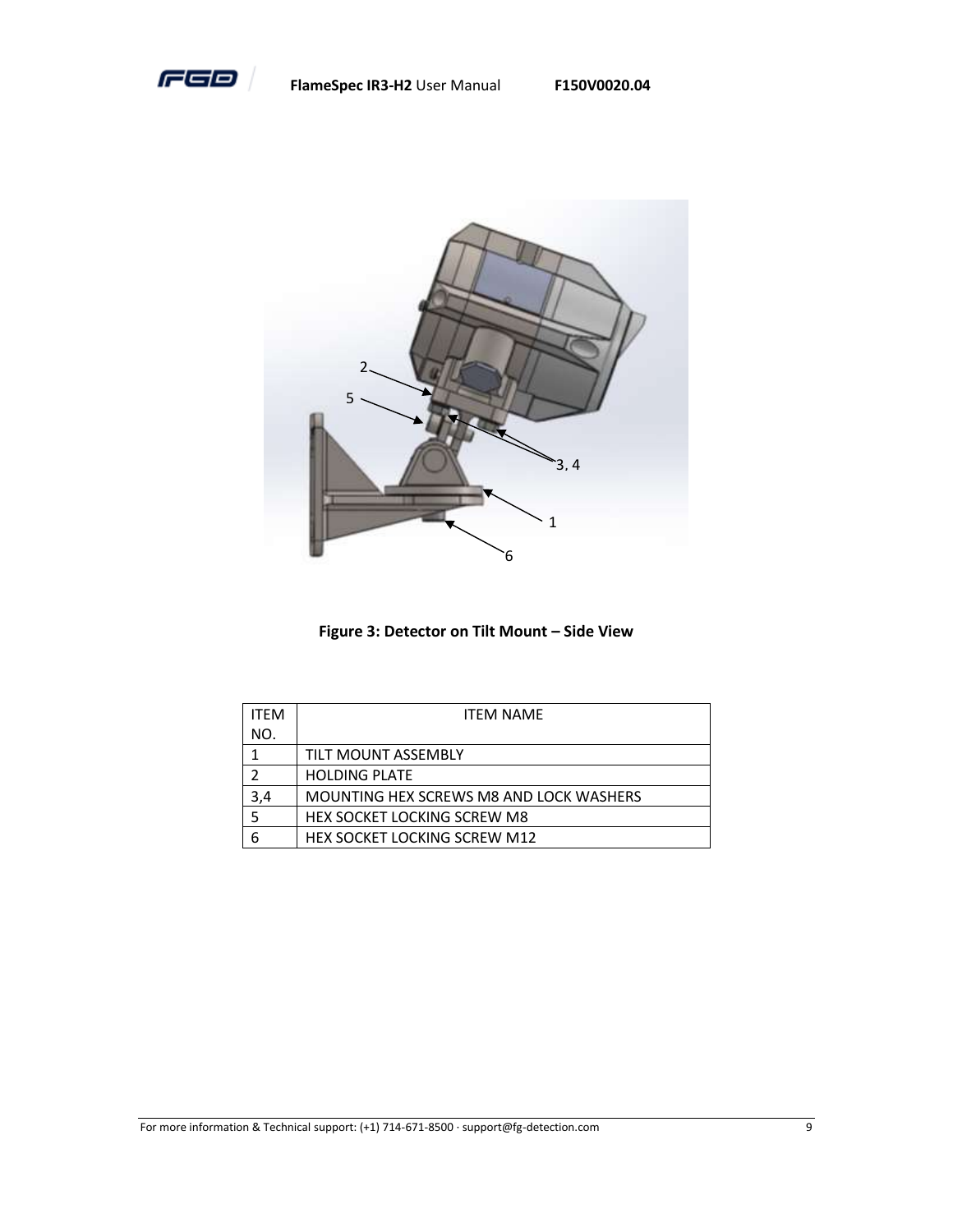**Figure 3: Detector on Tilt Mount – Side View**

| ITEM NO. | ITEM NAME |
|---|---|
| 1 | TILT MOUNT ASSEMBLY |
| 2 | HOLDING PLATE |
| 3,4 | MOUNTING HEX SCREWS M8 AND LOCK WASHERS |
| 5 | HEX SOCKET LOCKING SCREW M8 |
| 6 | HEX SOCKET LOCKING SCREW M12 |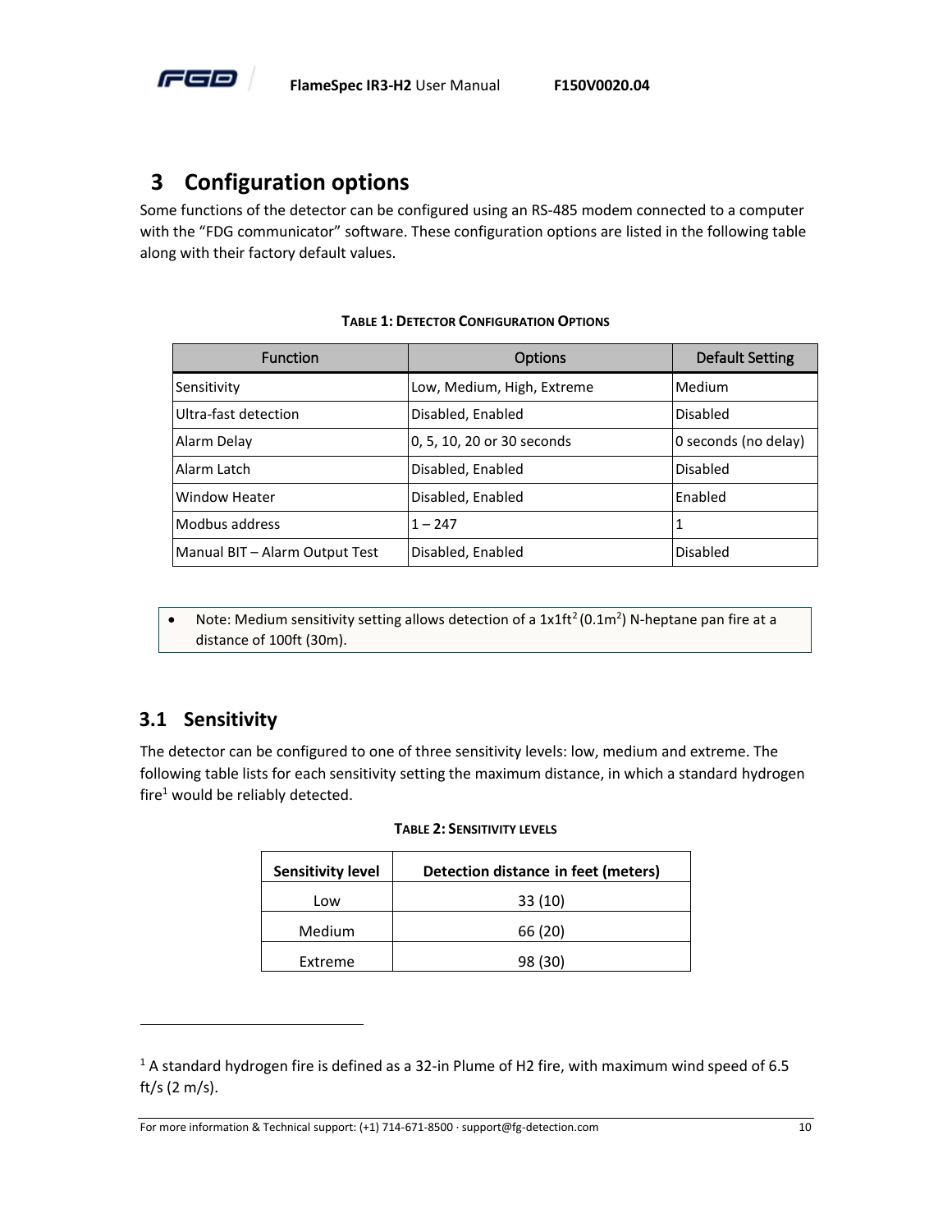# 3 Configuration options

Some functions of the detector can be configured using an RS-485 modem connected to a computer with the "FDG communicator" software. These configuration options are listed in the following table along with their factory default values.

**TABLE 1: DETECTOR CONFIGURATION OPTIONS**

| Function | Options | Default Setting |
|---|---|---|
| Sensitivity | Low, Medium, High, Extreme | Medium |
| Ultra-fast detection | Disabled, Enabled | Disabled |
| Alarm Delay | 0, 5, 10, 20 or 30 seconds | 0 seconds (no delay) |
| Alarm Latch | Disabled, Enabled | Disabled |
| Window Heater | Disabled, Enabled | Enabled |
| Modbus address | 1 – 247 | 1 |
| Manual BIT – Alarm Output Test | Disabled, Enabled | Disabled |

- Note: Medium sensitivity setting allows detection of a 1x1ft$^2$ (0.1m$^2$) N-heptane pan fire at a distance of 100ft (30m).

## 3.1 Sensitivity

The detector can be configured to one of three sensitivity levels: low, medium and extreme. The following table lists for each sensitivity setting the maximum distance, in which a standard hydrogen fire[1] would be reliably detected.

**TABLE 2: SENSITIVITY LEVELS**

| Sensitivity level | Detection distance in feet (meters) |
|---|---|
| Low | 33 (10) |
| Medium | 66 (20) |
| Extreme | 98 (30) |

[1] A standard hydrogen fire is defined as a 32-in Plume of H2 fire, with maximum wind speed of 6.5 ft/s (2 m/s).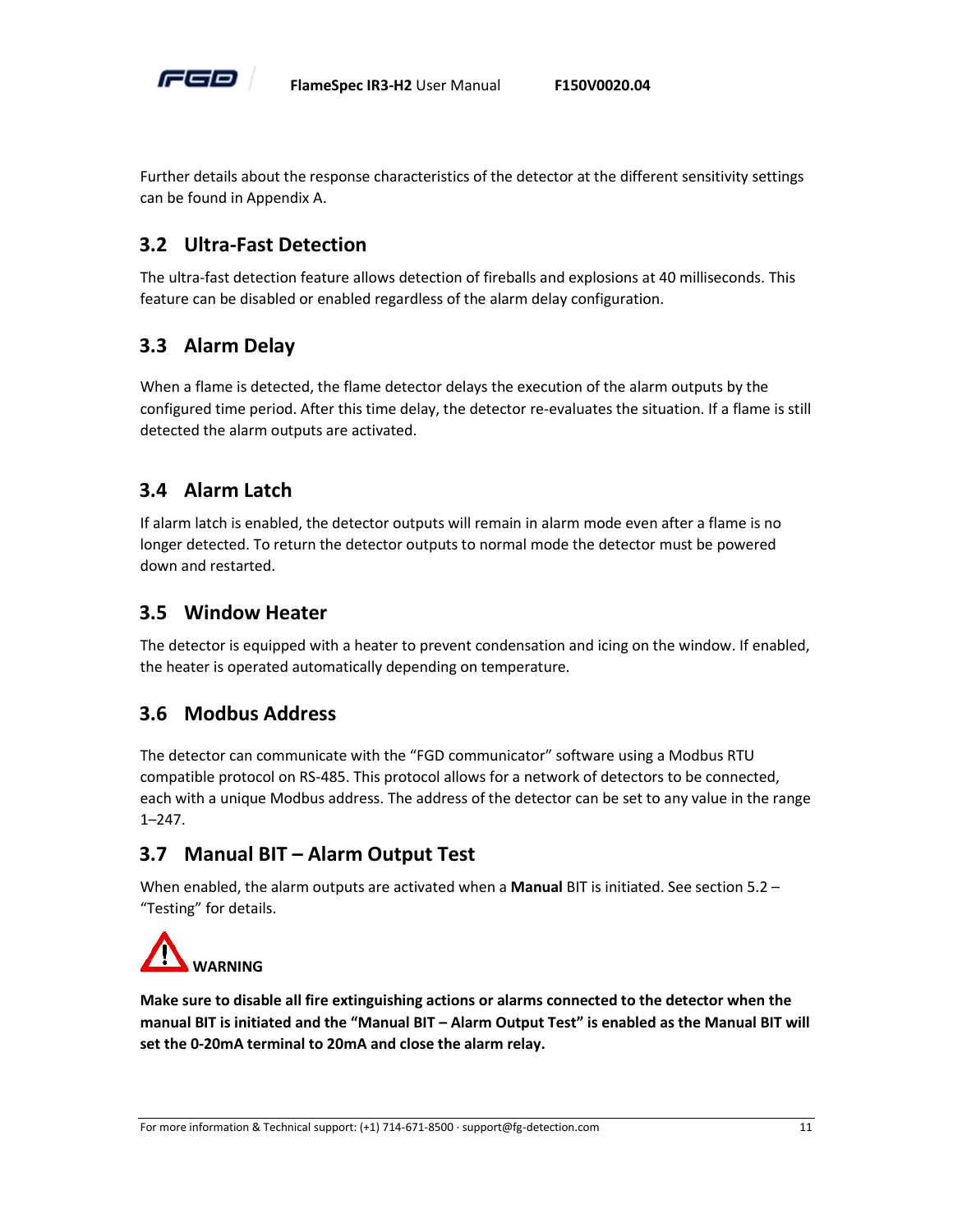Further details about the response characteristics of the detector at the different sensitivity settings can be found in Appendix A.

## 3.2 Ultra-Fast Detection

The ultra-fast detection feature allows detection of fireballs and explosions at 40 milliseconds. This feature can be disabled or enabled regardless of the alarm delay configuration.

## 3.3 Alarm Delay

When a flame is detected, the flame detector delays the execution of the alarm outputs by the configured time period. After this time delay, the detector re-evaluates the situation. If a flame is still detected the alarm outputs are activated.

## 3.4 Alarm Latch

If alarm latch is enabled, the detector outputs will remain in alarm mode even after a flame is no longer detected. To return the detector outputs to normal mode the detector must be powered down and restarted.

## 3.5 Window Heater

The detector is equipped with a heater to prevent condensation and icing on the window. If enabled, the heater is operated automatically depending on temperature.

## 3.6 Modbus Address

The detector can communicate with the "FGD communicator" software using a Modbus RTU compatible protocol on RS-485. This protocol allows for a network of detectors to be connected, each with a unique Modbus address. The address of the detector can be set to any value in the range 1–247.

## 3.7 Manual BIT – Alarm Output Test

When enabled, the alarm outputs are activated when a **Manual** BIT is initiated. See section 5.2 – "Testing" for details.

**WARNING**

**Make sure to disable all fire extinguishing actions or alarms connected to the detector when the manual BIT is initiated and the "Manual BIT – Alarm Output Test" is enabled as the Manual BIT will set the 0-20mA terminal to 20mA and close the alarm relay.**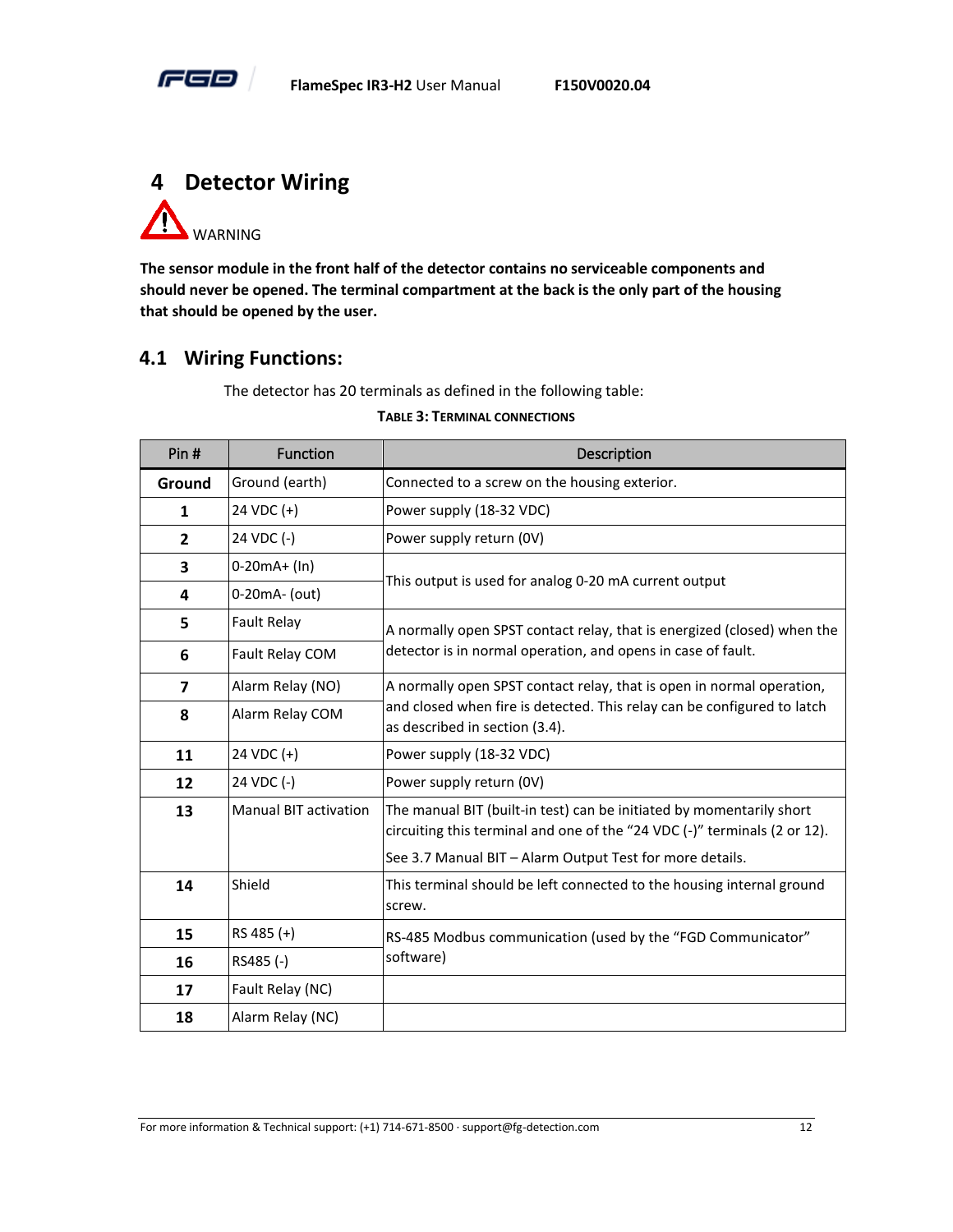# 4 Detector Wiring

WARNING

**The sensor module in the front half of the detector contains no serviceable components and should never be opened. The terminal compartment at the back is the only part of the housing that should be opened by the user.**

## 4.1 Wiring Functions:

The detector has 20 terminals as defined in the following table:

**TABLE 3: TERMINAL CONNECTIONS**

| Pin # | Function | Description |
|---|---|---|
| **Ground** | Ground (earth) | Connected to a screw on the housing exterior. |
| **1** | 24 VDC (+) | Power supply (18-32 VDC) |
| **2** | 24 VDC (-) | Power supply return (0V) |
| **3** | 0-20mA+ (In) | This output is used for analog 0-20 mA current output |
| **4** | 0-20mA- (out) | |
| **5** | Fault Relay | A normally open SPST contact relay, that is energized (closed) when the detector is in normal operation, and opens in case of fault. |
| **6** | Fault Relay COM | |
| **7** | Alarm Relay (NO) | A normally open SPST contact relay, that is open in normal operation, and closed when fire is detected. This relay can be configured to latch as described in section (3.4). |
| **8** | Alarm Relay COM | |
| **11** | 24 VDC (+) | Power supply (18-32 VDC) |
| **12** | 24 VDC (-) | Power supply return (0V) |
| **13** | Manual BIT activation | The manual BIT (built-in test) can be initiated by momentarily short circuiting this terminal and one of the "24 VDC (-)" terminals (2 or 12). See 3.7 Manual BIT – Alarm Output Test for more details. |
| **14** | Shield | This terminal should be left connected to the housing internal ground screw. |
| **15** | RS 485 (+) | RS-485 Modbus communication (used by the "FGD Communicator" software) |
| **16** | RS485 (-) | |
| **17** | Fault Relay (NC) | |
| **18** | Alarm Relay (NC) | |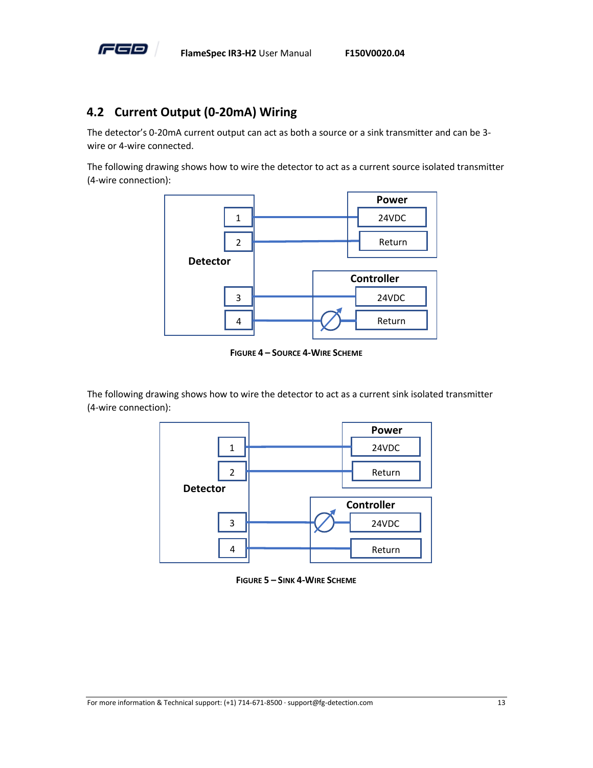## 4.2 Current Output (0-20mA) Wiring

The detector's 0-20mA current output can act as both a source or a sink transmitter and can be 3-wire or 4-wire connected.

The following drawing shows how to wire the detector to act as a current source isolated transmitter (4-wire connection):

Detector | 1 | 2 | 3 | 4
Power | 24VDC | Return
Controller | 24VDC | Return

FIGURE 4 – SOURCE 4-WIRE SCHEME

The following drawing shows how to wire the detector to act as a current sink isolated transmitter (4-wire connection):

Detector | 1 | 2 | 3 | 4
Power | 24VDC | Return
Controller | 24VDC | Return

FIGURE 5 – SINK 4-WIRE SCHEME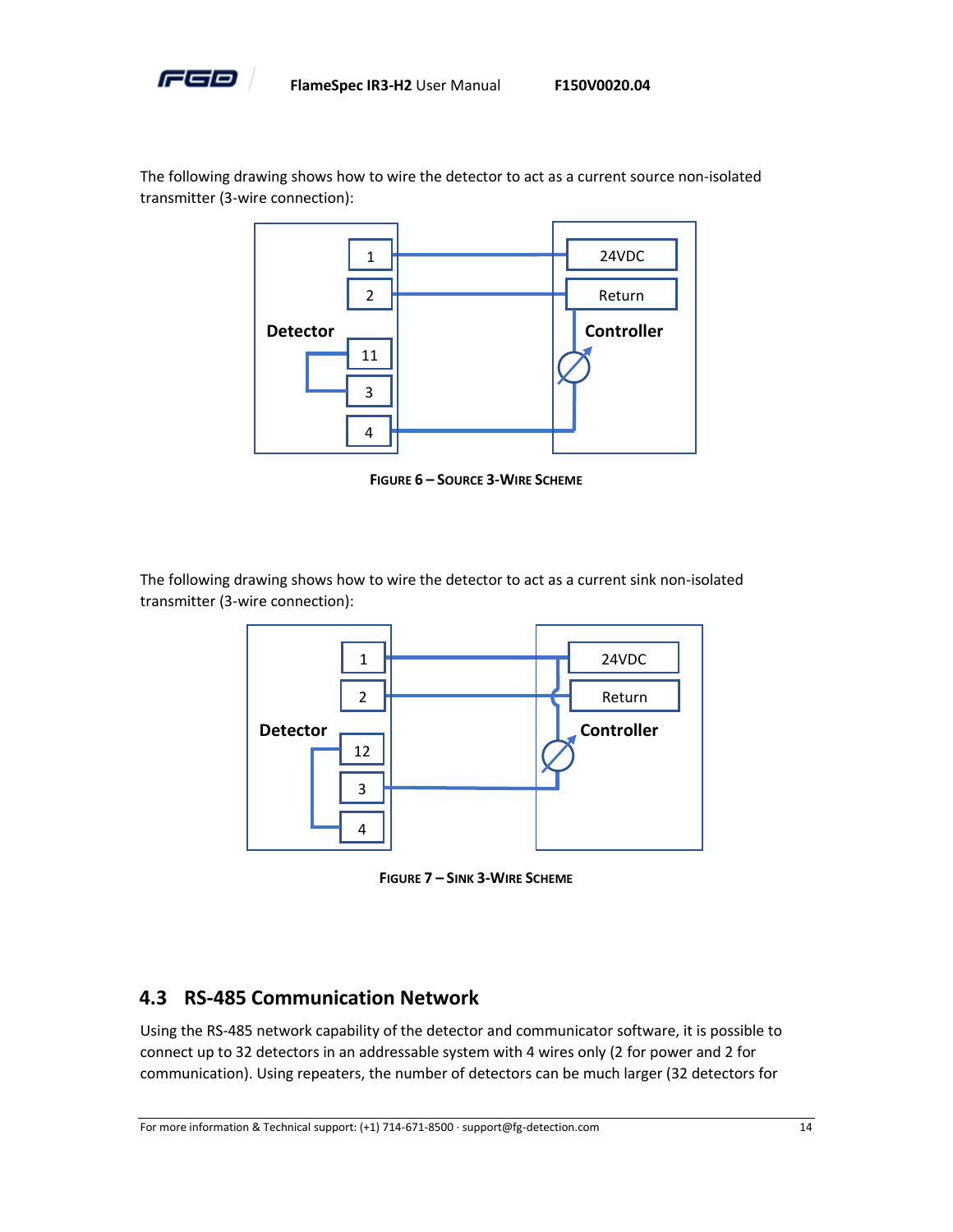The following drawing shows how to wire the detector to act as a current source non-isolated transmitter (3-wire connection):

FIGURE 6 – SOURCE 3-WIRE SCHEME

The following drawing shows how to wire the detector to act as a current sink non-isolated transmitter (3-wire connection):

FIGURE 7 – SINK 3-WIRE SCHEME

## 4.3 RS-485 Communication Network

Using the RS-485 network capability of the detector and communicator software, it is possible to connect up to 32 detectors in an addressable system with 4 wires only (2 for power and 2 for communication). Using repeaters, the number of detectors can be much larger (32 detectors for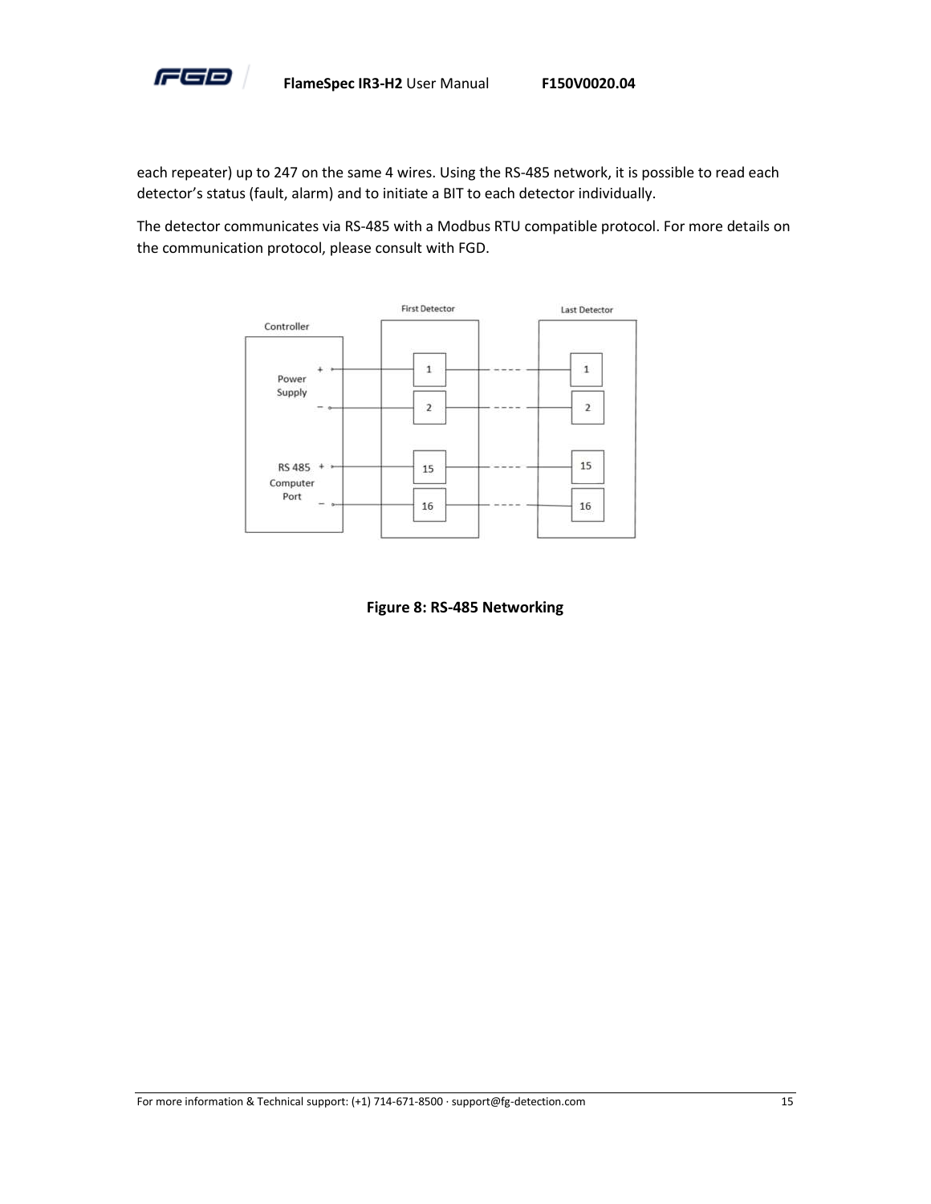each repeater) up to 247 on the same 4 wires. Using the RS-485 network, it is possible to read each detector's status (fault, alarm) and to initiate a BIT to each detector individually.

The detector communicates via RS-485 with a Modbus RTU compatible protocol. For more details on the communication protocol, please consult with FGD.

**Figure 8: RS-485 Networking**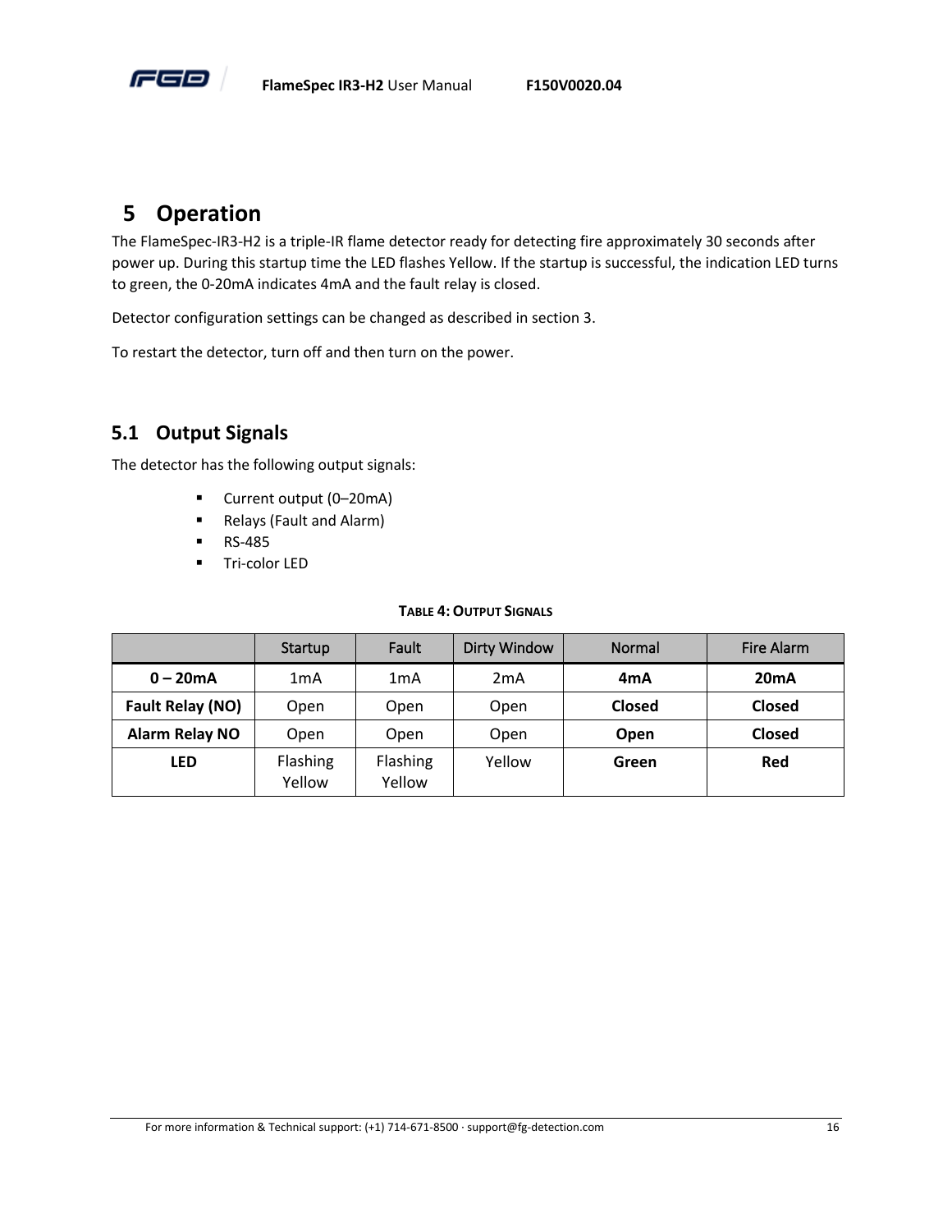# 5 Operation

The FlameSpec-IR3-H2 is a triple-IR flame detector ready for detecting fire approximately 30 seconds after power up. During this startup time the LED flashes Yellow. If the startup is successful, the indication LED turns to green, the 0-20mA indicates 4mA and the fault relay is closed.

Detector configuration settings can be changed as described in section 3.

To restart the detector, turn off and then turn on the power.

## 5.1 Output Signals

The detector has the following output signals:

- Current output (0–20mA)
- Relays (Fault and Alarm)
- RS-485
- Tri-color LED

**TABLE 4: OUTPUT SIGNALS**

| | Startup | Fault | Dirty Window | Normal | Fire Alarm |
|---|---|---|---|---|---|
| **0 – 20mA** | 1mA | 1mA | 2mA | **4mA** | **20mA** |
| **Fault Relay (NO)** | Open | Open | Open | **Closed** | **Closed** |
| **Alarm Relay NO** | Open | Open | Open | **Open** | **Closed** |
| **LED** | Flashing Yellow | Flashing Yellow | Yellow | **Green** | **Red** |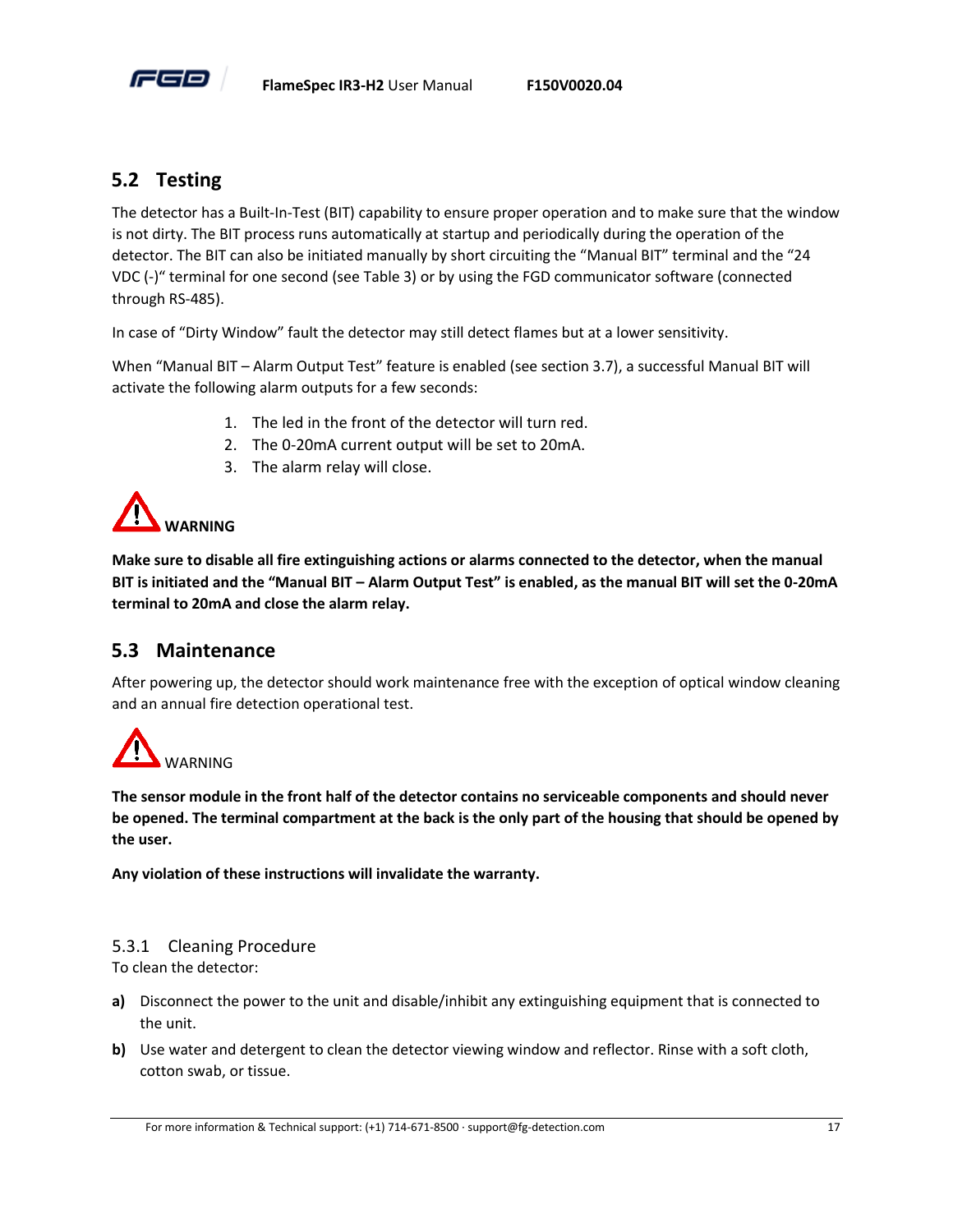## 5.2 Testing

The detector has a Built-In-Test (BIT) capability to ensure proper operation and to make sure that the window is not dirty. The BIT process runs automatically at startup and periodically during the operation of the detector. The BIT can also be initiated manually by short circuiting the "Manual BIT" terminal and the "24 VDC (-)" terminal for one second (see Table 3) or by using the FGD communicator software (connected through RS-485).

In case of "Dirty Window" fault the detector may still detect flames but at a lower sensitivity.

When "Manual BIT – Alarm Output Test" feature is enabled (see section 3.7), a successful Manual BIT will activate the following alarm outputs for a few seconds:

1. The led in the front of the detector will turn red.
2. The 0-20mA current output will be set to 20mA.
3. The alarm relay will close.

**WARNING**

**Make sure to disable all fire extinguishing actions or alarms connected to the detector, when the manual BIT is initiated and the "Manual BIT – Alarm Output Test" is enabled, as the manual BIT will set the 0-20mA terminal to 20mA and close the alarm relay.**

## 5.3 Maintenance

After powering up, the detector should work maintenance free with the exception of optical window cleaning and an annual fire detection operational test.

WARNING

**The sensor module in the front half of the detector contains no serviceable components and should never be opened. The terminal compartment at the back is the only part of the housing that should be opened by the user.**

**Any violation of these instructions will invalidate the warranty.**

### 5.3.1 Cleaning Procedure

To clean the detector:

**a)** Disconnect the power to the unit and disable/inhibit any extinguishing equipment that is connected to the unit.

**b)** Use water and detergent to clean the detector viewing window and reflector. Rinse with a soft cloth, cotton swab, or tissue.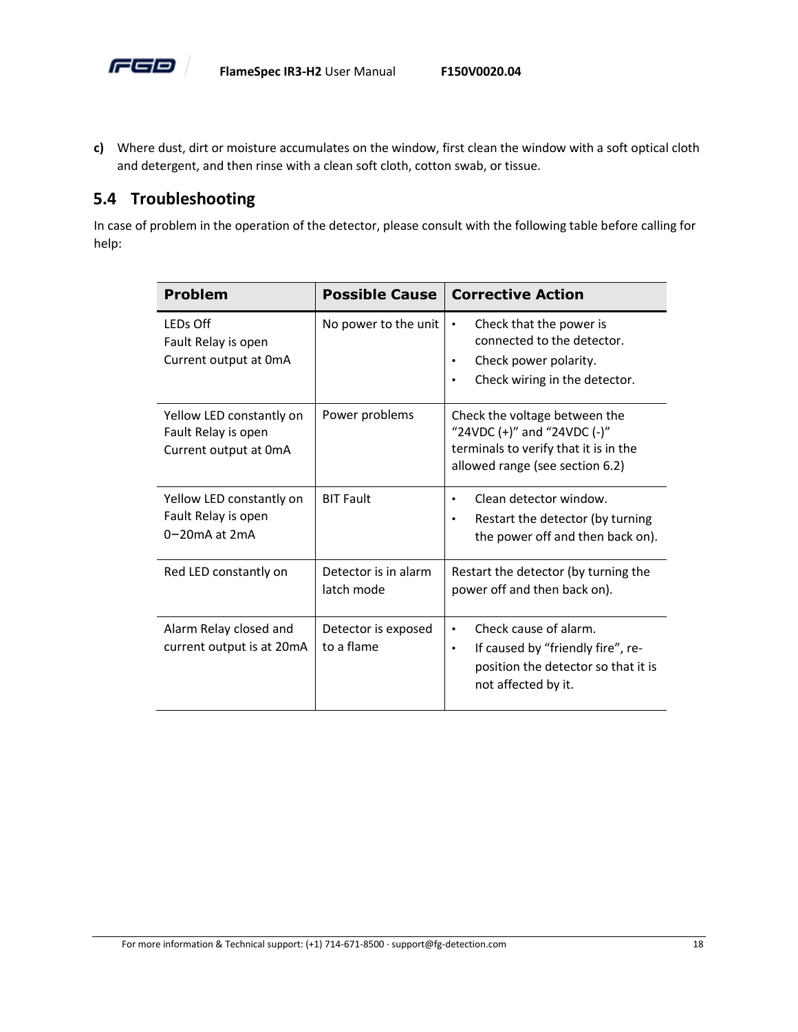c) Where dust, dirt or moisture accumulates on the window, first clean the window with a soft optical cloth and detergent, and then rinse with a clean soft cloth, cotton swab, or tissue.

## 5.4 Troubleshooting

In case of problem in the operation of the detector, please consult with the following table before calling for help:

| Problem | Possible Cause | Corrective Action |
|---|---|---|
| LEDs Off<br>Fault Relay is open<br>Current output at 0mA | No power to the unit | • Check that the power is connected to the detector.<br>• Check power polarity.<br>• Check wiring in the detector. |
| Yellow LED constantly on<br>Fault Relay is open<br>Current output at 0mA | Power problems | Check the voltage between the "24VDC (+)" and "24VDC (-)" terminals to verify that it is in the allowed range (see section 6.2) |
| Yellow LED constantly on<br>Fault Relay is open<br>0−20mA at 2mA | BIT Fault | • Clean detector window.<br>• Restart the detector (by turning the power off and then back on). |
| Red LED constantly on | Detector is in alarm latch mode | Restart the detector (by turning the power off and then back on). |
| Alarm Relay closed and current output is at 20mA | Detector is exposed to a flame | • Check cause of alarm.<br>• If caused by "friendly fire", re-position the detector so that it is not affected by it. |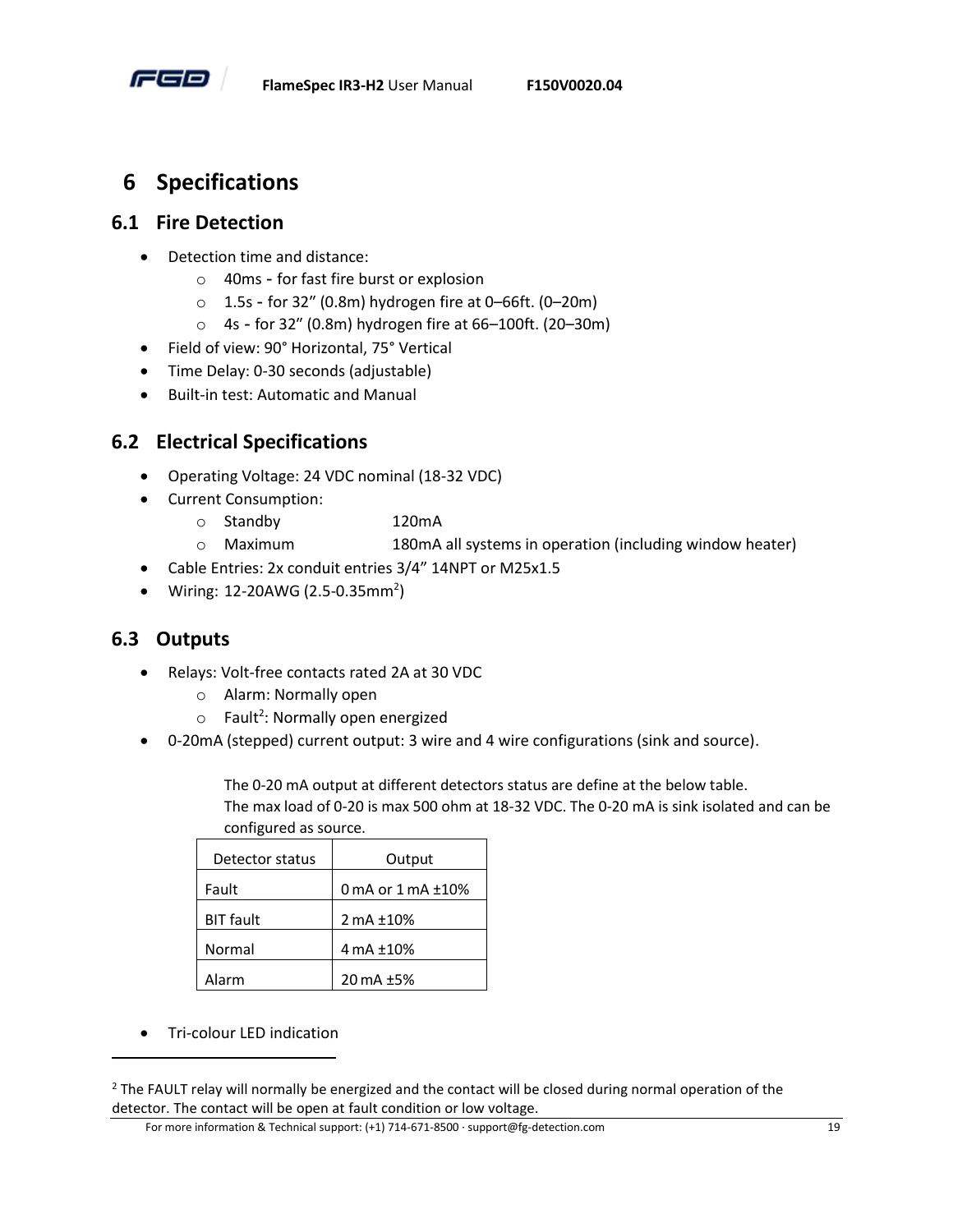# 6 Specifications

## 6.1 Fire Detection

- Detection time and distance:
  - 40ms - for fast fire burst or explosion
  - 1.5s - for 32” (0.8m) hydrogen fire at 0–66ft. (0–20m)
  - 4s - for 32” (0.8m) hydrogen fire at 66–100ft. (20–30m)
- Field of view: 90° Horizontal, 75° Vertical
- Time Delay: 0-30 seconds (adjustable)
- Built-in test: Automatic and Manual

## 6.2 Electrical Specifications

- Operating Voltage: 24 VDC nominal (18-32 VDC)
- Current Consumption:
  - Standby 120mA
  - Maximum 180mA all systems in operation (including window heater)
- Cable Entries: 2x conduit entries 3/4” 14NPT or M25x1.5
- Wiring: 12-20AWG (2.5-0.35mm²)

## 6.3 Outputs

- Relays: Volt-free contacts rated 2A at 30 VDC
  - Alarm: Normally open
  - Fault[2]: Normally open energized
- 0-20mA (stepped) current output: 3 wire and 4 wire configurations (sink and source).

  The 0-20 mA output at different detectors status are define at the below table.
  The max load of 0-20 is max 500 ohm at 18-32 VDC. The 0-20 mA is sink isolated and can be configured as source.

| Detector status | Output |
|---|---|
| Fault | 0 mA or 1 mA ±10% |
| BIT fault | 2 mA ±10% |
| Normal | 4 mA ±10% |
| Alarm | 20 mA ±5% |

- Tri-colour LED indication

---

[2] The FAULT relay will normally be energized and the contact will be closed during normal operation of the detector. The contact will be open at fault condition or low voltage.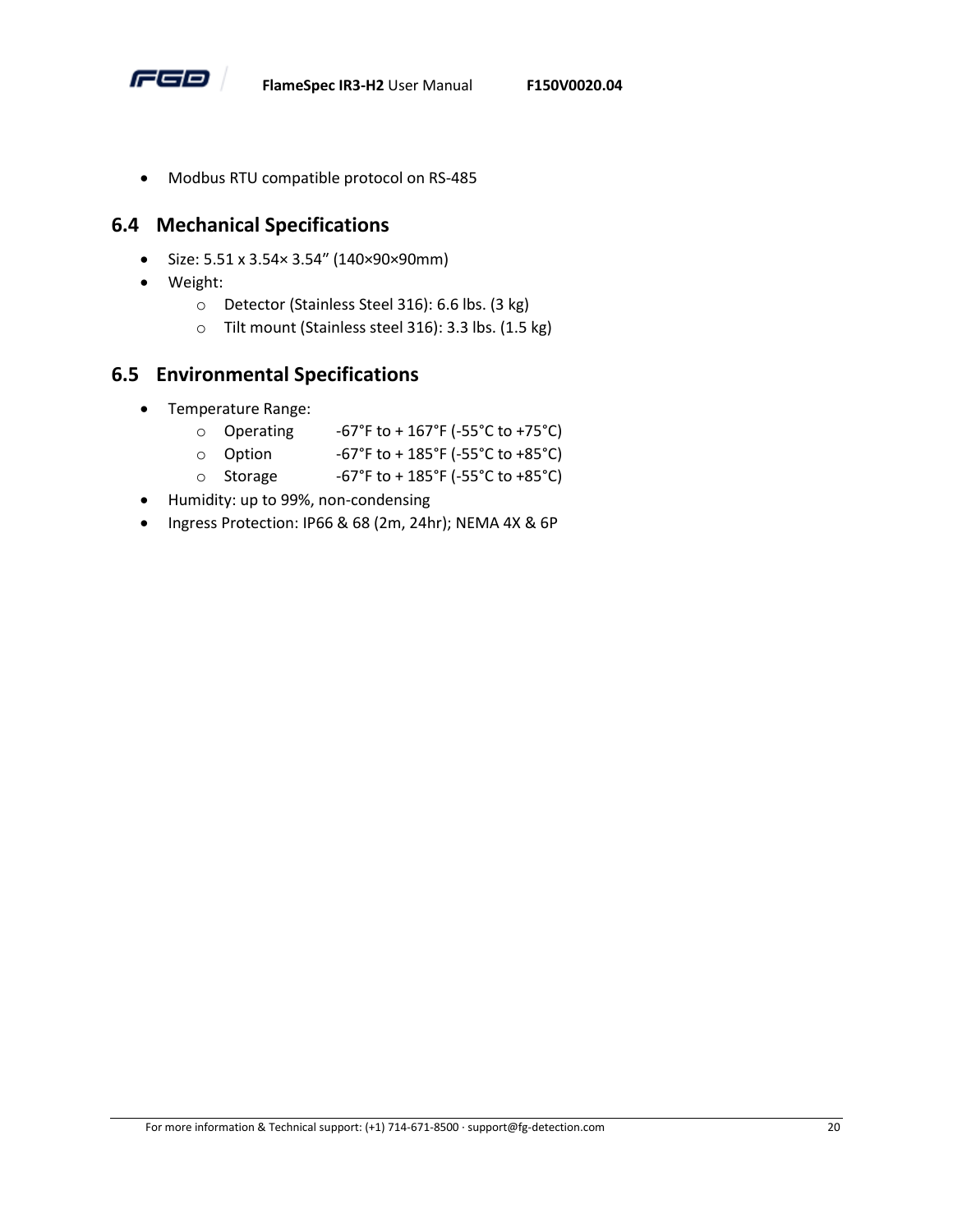- Modbus RTU compatible protocol on RS-485

## 6.4 Mechanical Specifications

- Size: 5.51 x 3.54× 3.54" (140×90×90mm)
- Weight:
  - Detector (Stainless Steel 316): 6.6 lbs. (3 kg)
  - Tilt mount (Stainless steel 316): 3.3 lbs. (1.5 kg)

## 6.5 Environmental Specifications

- Temperature Range:
  - Operating -67°F to + 167°F (-55°C to +75°C)
  - Option -67°F to + 185°F (-55°C to +85°C)
  - Storage -67°F to + 185°F (-55°C to +85°C)
- Humidity: up to 99%, non-condensing
- Ingress Protection: IP66 & 68 (2m, 24hr); NEMA 4X & 6P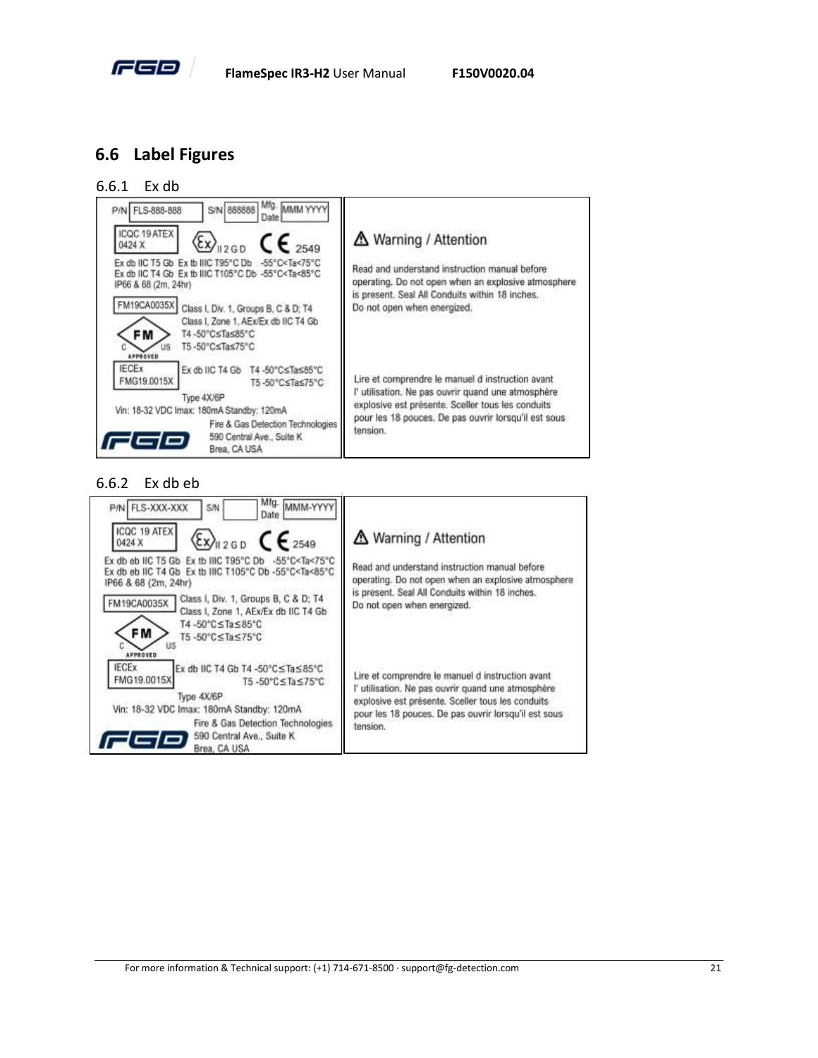## 6.6 Label Figures

### 6.6.1 Ex db

P/N FLS-888-888 S/N 888888 Mfg. Date MMM YYYY

ICQC 19 ATEX 0424 X II 2 G D CE 2549

Ex db IIC T5 Gb Ex tb IIIC T95°C Db -55°C<Ta<75°C
Ex db IIC T4 Gb Ex tb IIIC T105°C Db -55°C<Ta<85°C
IP66 & 68 (2m, 24hr)

FM19CA0035X Class I, Div. 1, Groups B, C & D; T4
Class I, Zone 1, AEx/Ex db IIC T4 Gb
T4 -50°C≤Ta≤85°C
T5 -50°C≤Ta≤75°C

FM C US APPROVED

IECEx FMG19.0015X Ex db IIC T4 Gb T4 -50°C≤Ta≤85°C
T5 -50°C≤Ta≤75°C

Type 4X/6P

Vin: 18-32 VDC Imax: 180mA Standby: 120mA

Fire & Gas Detection Technologies
590 Central Ave., Suite K
Brea, CA USA

⚠ Warning / Attention

Read and understand instruction manual before operating. Do not open when an explosive atmosphere is present. Seal All Conduits within 18 inches. Do not open when energized.

Lire et comprendre le manuel d instruction avant l' utilisation. Ne pas ouvrir quand une atmosphère explosive est présente. Sceller tous les conduits pour les 18 pouces. De pas ouvrir lorsqu'il est sous tension.

### 6.6.2 Ex db eb

P/N FLS-XXX-XXX S/N Mfg. Date MMM-YYYY

ICQC 19 ATEX 0424 X II 2 G D CE 2549

Ex db eb IIC T5 Gb Ex tb IIIC T95°C Db -55°C<Ta<75°C
Ex db eb IIC T4 Gb Ex tb IIIC T105°C Db -55°C<Ta<85°C
IP66 & 68 (2m, 24hr)

FM19CA0035X Class I, Div. 1, Groups B, C & D; T4
Class I, Zone 1, AEx/Ex db IIC T4 Gb
T4 -50°C≤Ta≤85°C
T5 -50°C≤Ta≤75°C

FM C US APPROVED

IECEx FMG19.0015X Ex db IIC T4 Gb T4 -50°C≤Ta≤85°C
T5 -50°C≤Ta≤75°C

Type 4X/6P

Vin: 18-32 VDC Imax: 180mA Standby: 120mA

Fire & Gas Detection Technologies
590 Central Ave., Suite K
Brea, CA USA

⚠ Warning / Attention

Read and understand instruction manual before operating. Do not open when an explosive atmosphere is present. Seal All Conduits within 18 inches. Do not open when energized.

Lire et comprendre le manuel d instruction avant l' utilisation. Ne pas ouvrir quand une atmosphère explosive est présente. Sceller tous les conduits pour les 18 pouces. De pas ouvrir lorsqu'il est sous tension.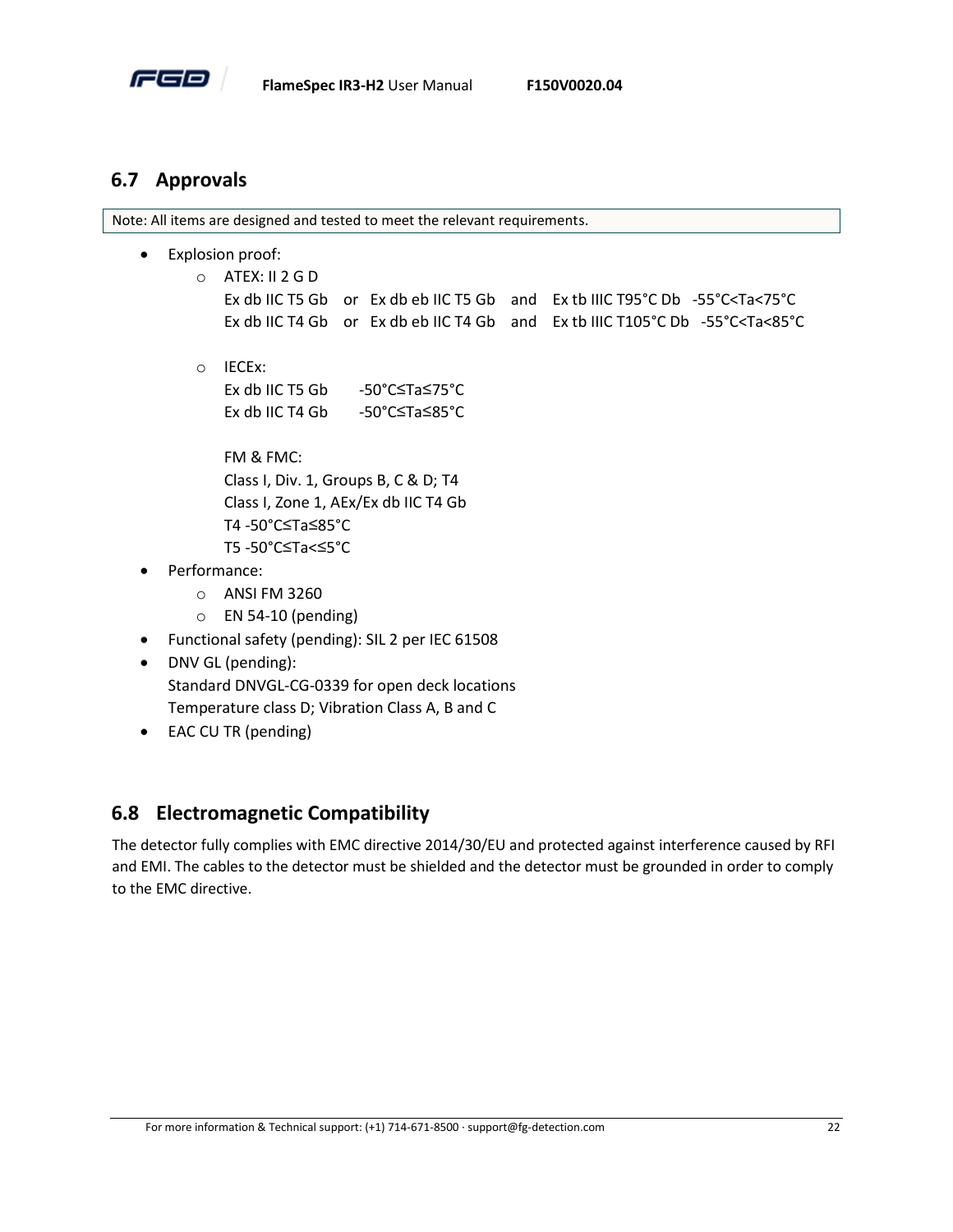## 6.7 Approvals

Note: All items are designed and tested to meet the relevant requirements.

- Explosion proof:
  - ATEX: II 2 G D
    Ex db IIC T5 Gb or Ex db eb IIC T5 Gb and Ex tb IIIC T95°C Db -55°C<Ta<75°C
    Ex db IIC T4 Gb or Ex db eb IIC T4 Gb and Ex tb IIIC T105°C Db -55°C<Ta<85°C

  - IECEx:
    Ex db IIC T5 Gb -50°C≤Ta≤75°C
    Ex db IIC T4 Gb -50°C≤Ta≤85°C

    FM & FMC:
    Class I, Div. 1, Groups B, C & D; T4
    Class I, Zone 1, AEx/Ex db IIC T4 Gb
    T4 -50°C≤Ta≤85°C
    T5 -50°C≤Ta<≤5°C
- Performance:
  - ANSI FM 3260
  - EN 54-10 (pending)
- Functional safety (pending): SIL 2 per IEC 61508
- DNV GL (pending):
  Standard DNVGL-CG-0339 for open deck locations
  Temperature class D; Vibration Class A, B and C
- EAC CU TR (pending)

## 6.8 Electromagnetic Compatibility

The detector fully complies with EMC directive 2014/30/EU and protected against interference caused by RFI and EMI. The cables to the detector must be shielded and the detector must be grounded in order to comply to the EMC directive.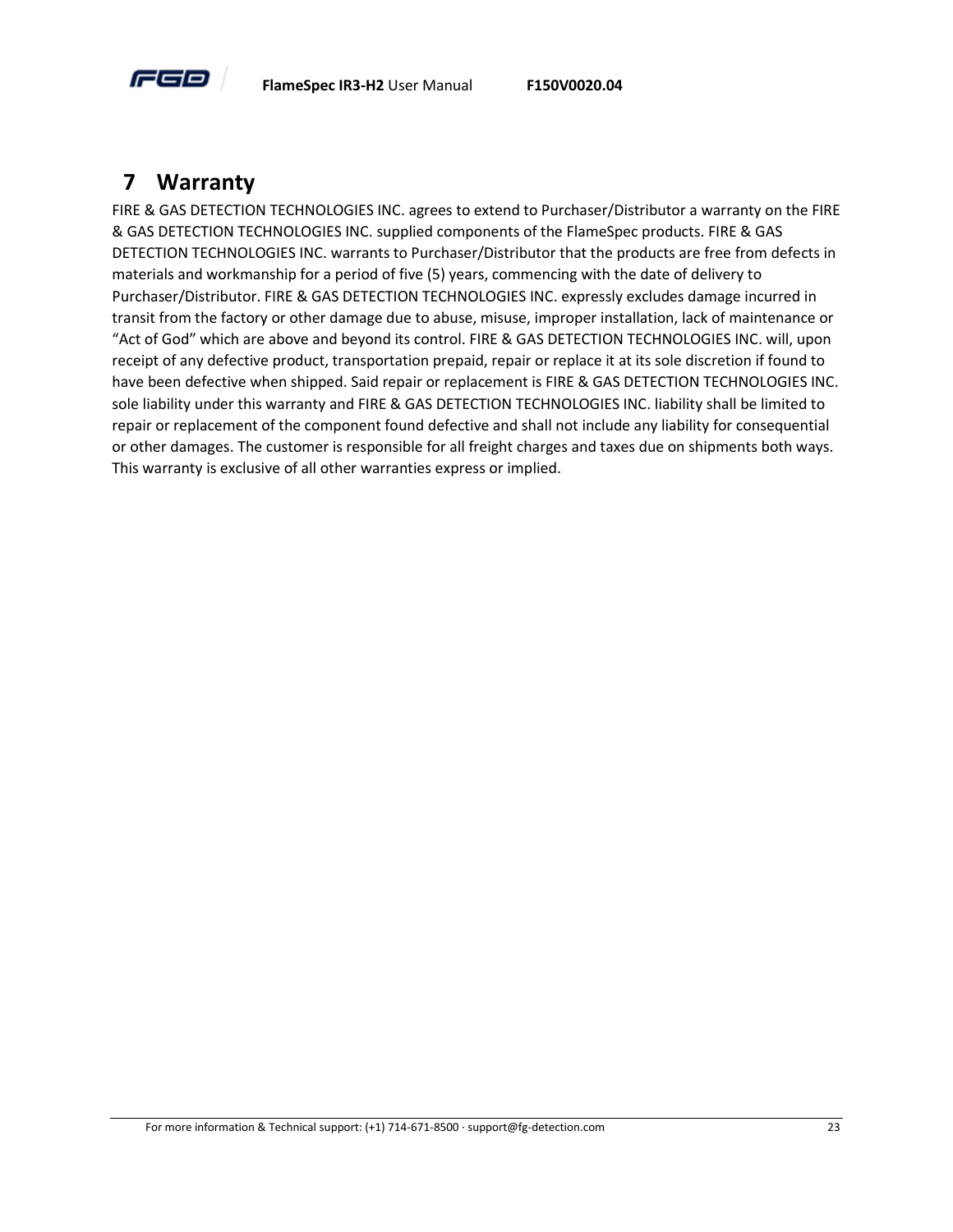# 7 Warranty

FIRE & GAS DETECTION TECHNOLOGIES INC. agrees to extend to Purchaser/Distributor a warranty on the FIRE & GAS DETECTION TECHNOLOGIES INC. supplied components of the FlameSpec products. FIRE & GAS DETECTION TECHNOLOGIES INC. warrants to Purchaser/Distributor that the products are free from defects in materials and workmanship for a period of five (5) years, commencing with the date of delivery to Purchaser/Distributor. FIRE & GAS DETECTION TECHNOLOGIES INC. expressly excludes damage incurred in transit from the factory or other damage due to abuse, misuse, improper installation, lack of maintenance or "Act of God" which are above and beyond its control. FIRE & GAS DETECTION TECHNOLOGIES INC. will, upon receipt of any defective product, transportation prepaid, repair or replace it at its sole discretion if found to have been defective when shipped. Said repair or replacement is FIRE & GAS DETECTION TECHNOLOGIES INC. sole liability under this warranty and FIRE & GAS DETECTION TECHNOLOGIES INC. liability shall be limited to repair or replacement of the component found defective and shall not include any liability for consequential or other damages. The customer is responsible for all freight charges and taxes due on shipments both ways. This warranty is exclusive of all other warranties express or implied.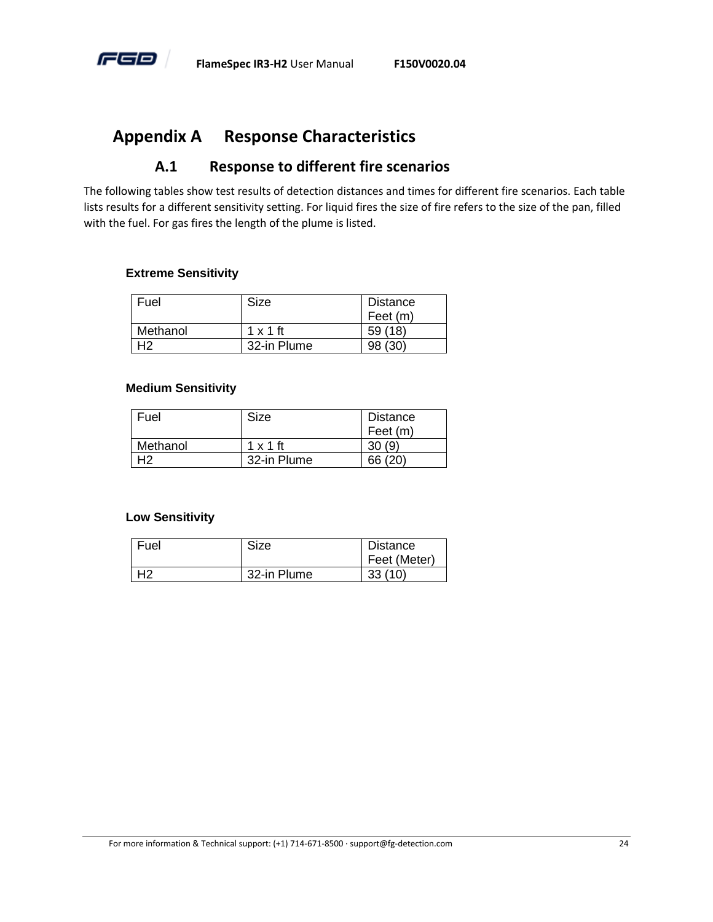# Appendix A Response Characteristics

## A.1 Response to different fire scenarios

The following tables show test results of detection distances and times for different fire scenarios. Each table lists results for a different sensitivity setting. For liquid fires the size of fire refers to the size of the pan, filled with the fuel. For gas fires the length of the plume is listed.

**Extreme Sensitivity**

| Fuel | Size | Distance Feet (m) |
|---|---|---|
| Methanol | 1 x 1 ft | 59 (18) |
| H2 | 32-in Plume | 98 (30) |

**Medium Sensitivity**

| Fuel | Size | Distance Feet (m) |
|---|---|---|
| Methanol | 1 x 1 ft | 30 (9) |
| H2 | 32-in Plume | 66 (20) |

**Low Sensitivity**

| Fuel | Size | Distance Feet (Meter) |
|---|---|---|
| H2 | 32-in Plume | 33 (10) |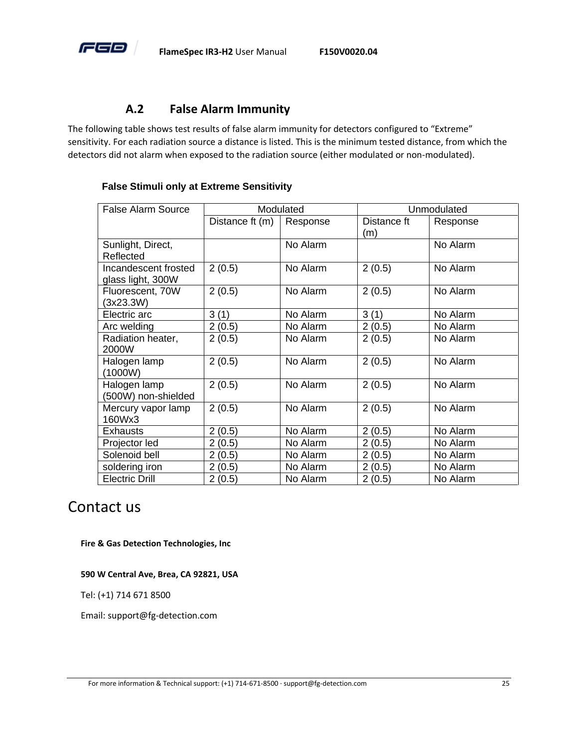## A.2 False Alarm Immunity

The following table shows test results of false alarm immunity for detectors configured to "Extreme" sensitivity. For each radiation source a distance is listed. This is the minimum tested distance, from which the detectors did not alarm when exposed to the radiation source (either modulated or non-modulated).

**False Stimuli only at Extreme Sensitivity**

| False Alarm Source | Modulated | | Unmodulated | |
|---|---|---|---|---|
| | Distance ft (m) | Response | Distance ft (m) | Response |
| Sunlight, Direct, Reflected | | No Alarm | | No Alarm |
| Incandescent frosted glass light, 300W | 2 (0.5) | No Alarm | 2 (0.5) | No Alarm |
| Fluorescent, 70W (3x23.3W) | 2 (0.5) | No Alarm | 2 (0.5) | No Alarm |
| Electric arc | 3 (1) | No Alarm | 3 (1) | No Alarm |
| Arc welding | 2 (0.5) | No Alarm | 2 (0.5) | No Alarm |
| Radiation heater, 2000W | 2 (0.5) | No Alarm | 2 (0.5) | No Alarm |
| Halogen lamp (1000W) | 2 (0.5) | No Alarm | 2 (0.5) | No Alarm |
| Halogen lamp (500W) non-shielded | 2 (0.5) | No Alarm | 2 (0.5) | No Alarm |
| Mercury vapor lamp 160Wx3 | 2 (0.5) | No Alarm | 2 (0.5) | No Alarm |
| Exhausts | 2 (0.5) | No Alarm | 2 (0.5) | No Alarm |
| Projector led | 2 (0.5) | No Alarm | 2 (0.5) | No Alarm |
| Solenoid bell | 2 (0.5) | No Alarm | 2 (0.5) | No Alarm |
| soldering iron | 2 (0.5) | No Alarm | 2 (0.5) | No Alarm |
| Electric Drill | 2 (0.5) | No Alarm | 2 (0.5) | No Alarm |

# Contact us

**Fire & Gas Detection Technologies, Inc**

**590 W Central Ave, Brea, CA 92821, USA**

Tel: (+1) 714 671 8500

Email: support@fg-detection.com